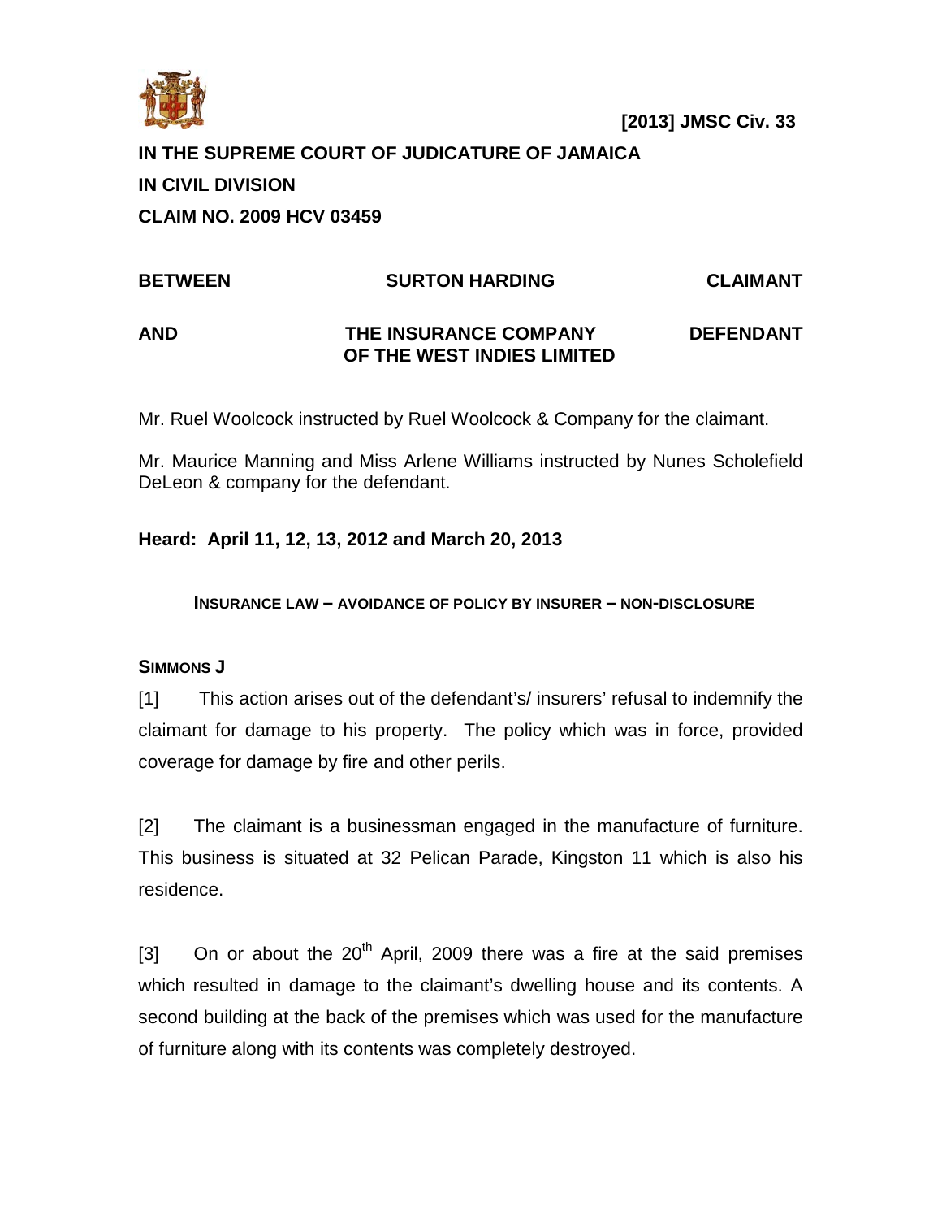**[2013] JMSC Civ. 33**

**IN THE SUPREME COURT OF JUDICATURE OF JAMAICA**

**IN CIVIL DIVISION**

**CLAIM NO. 2009 HCV 03459**

| | | |
|---|---|---|
| **BETWEEN** | **SURTON HARDING** | **CLAIMANT** |
| **AND** | **THE INSURANCE COMPANY OF THE WEST INDIES LIMITED** | **DEFENDANT** |

Mr. Ruel Woolcock instructed by Ruel Woolcock & Company for the claimant.

Mr. Maurice Manning and Miss Arlene Williams instructed by Nunes Scholefield DeLeon & company for the defendant.

**Heard: April 11, 12, 13, 2012 and March 20, 2013**

**INSURANCE LAW – AVOIDANCE OF POLICY BY INSURER – NON-DISCLOSURE**

**SIMMONS J**

[1] This action arises out of the defendant's/ insurers' refusal to indemnify the claimant for damage to his property. The policy which was in force, provided coverage for damage by fire and other perils.

[2] The claimant is a businessman engaged in the manufacture of furniture. This business is situated at 32 Pelican Parade, Kingston 11 which is also his residence.

[3] On or about the 20th April, 2009 there was a fire at the said premises which resulted in damage to the claimant's dwelling house and its contents. A second building at the back of the premises which was used for the manufacture of furniture along with its contents was completely destroyed.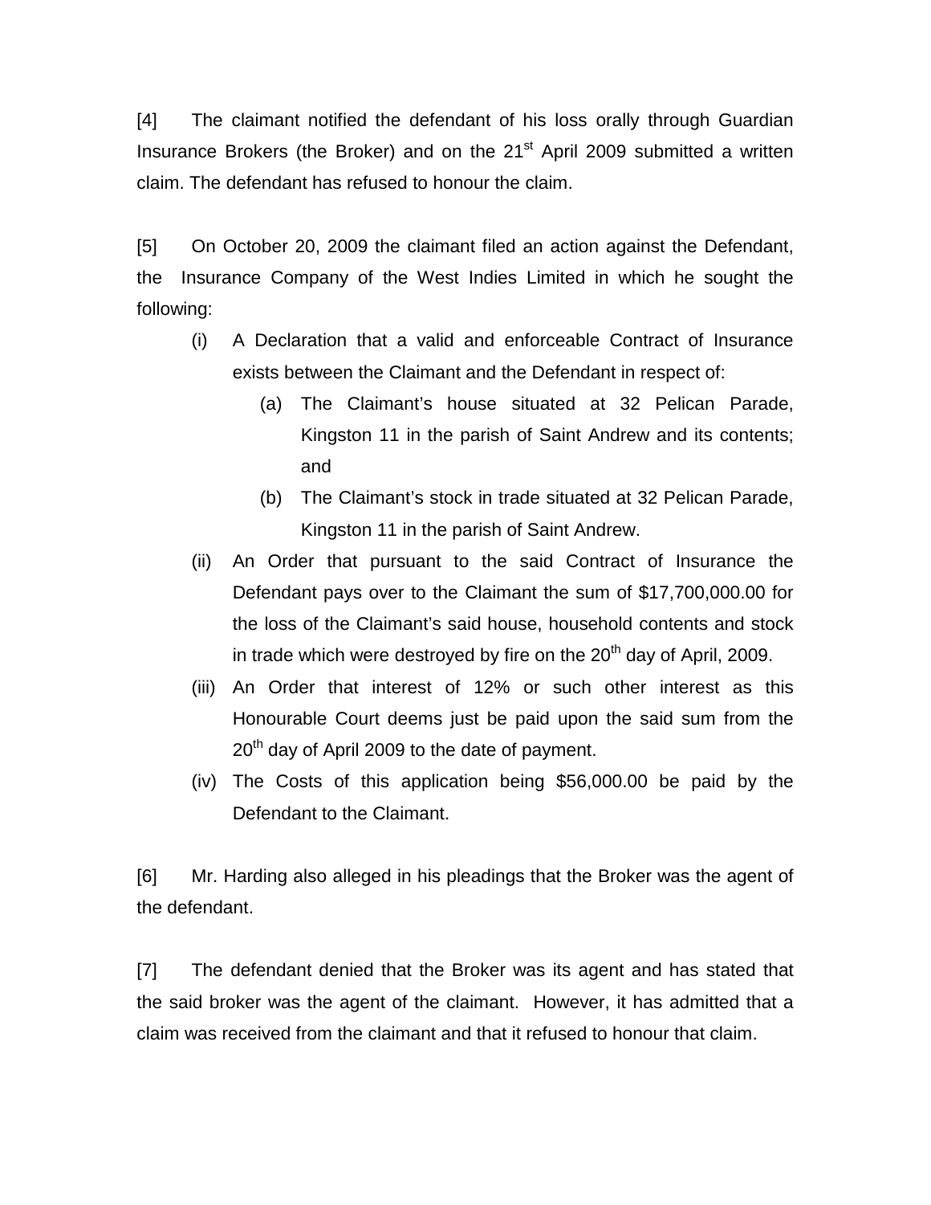[4] The claimant notified the defendant of his loss orally through Guardian Insurance Brokers (the Broker) and on the 21st April 2009 submitted a written claim. The defendant has refused to honour the claim.

[5] On October 20, 2009 the claimant filed an action against the Defendant, the Insurance Company of the West Indies Limited in which he sought the following:

- (i) A Declaration that a valid and enforceable Contract of Insurance exists between the Claimant and the Defendant in respect of:
  - (a) The Claimant's house situated at 32 Pelican Parade, Kingston 11 in the parish of Saint Andrew and its contents; and
  - (b) The Claimant's stock in trade situated at 32 Pelican Parade, Kingston 11 in the parish of Saint Andrew.
- (ii) An Order that pursuant to the said Contract of Insurance the Defendant pays over to the Claimant the sum of $17,700,000.00 for the loss of the Claimant's said house, household contents and stock in trade which were destroyed by fire on the 20th day of April, 2009.
- (iii) An Order that interest of 12% or such other interest as this Honourable Court deems just be paid upon the said sum from the 20th day of April 2009 to the date of payment.
- (iv) The Costs of this application being $56,000.00 be paid by the Defendant to the Claimant.

[6] Mr. Harding also alleged in his pleadings that the Broker was the agent of the defendant.

[7] The defendant denied that the Broker was its agent and has stated that the said broker was the agent of the claimant. However, it has admitted that a claim was received from the claimant and that it refused to honour that claim.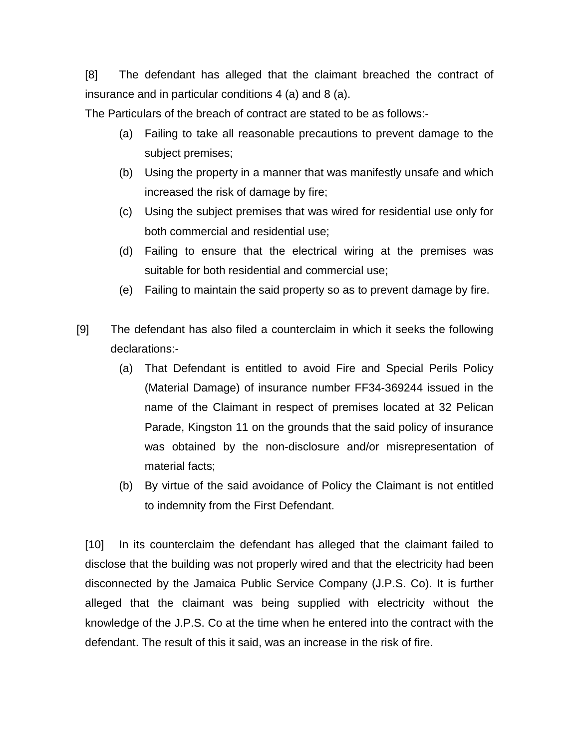[8] The defendant has alleged that the claimant breached the contract of insurance and in particular conditions 4 (a) and 8 (a).

The Particulars of the breach of contract are stated to be as follows:-

(a) Failing to take all reasonable precautions to prevent damage to the subject premises;

(b) Using the property in a manner that was manifestly unsafe and which increased the risk of damage by fire;

(c) Using the subject premises that was wired for residential use only for both commercial and residential use;

(d) Failing to ensure that the electrical wiring at the premises was suitable for both residential and commercial use;

(e) Failing to maintain the said property so as to prevent damage by fire.

[9] The defendant has also filed a counterclaim in which it seeks the following declarations:-

(a) That Defendant is entitled to avoid Fire and Special Perils Policy (Material Damage) of insurance number FF34-369244 issued in the name of the Claimant in respect of premises located at 32 Pelican Parade, Kingston 11 on the grounds that the said policy of insurance was obtained by the non-disclosure and/or misrepresentation of material facts;

(b) By virtue of the said avoidance of Policy the Claimant is not entitled to indemnity from the First Defendant.

[10] In its counterclaim the defendant has alleged that the claimant failed to disclose that the building was not properly wired and that the electricity had been disconnected by the Jamaica Public Service Company (J.P.S. Co). It is further alleged that the claimant was being supplied with electricity without the knowledge of the J.P.S. Co at the time when he entered into the contract with the defendant. The result of this it said, was an increase in the risk of fire.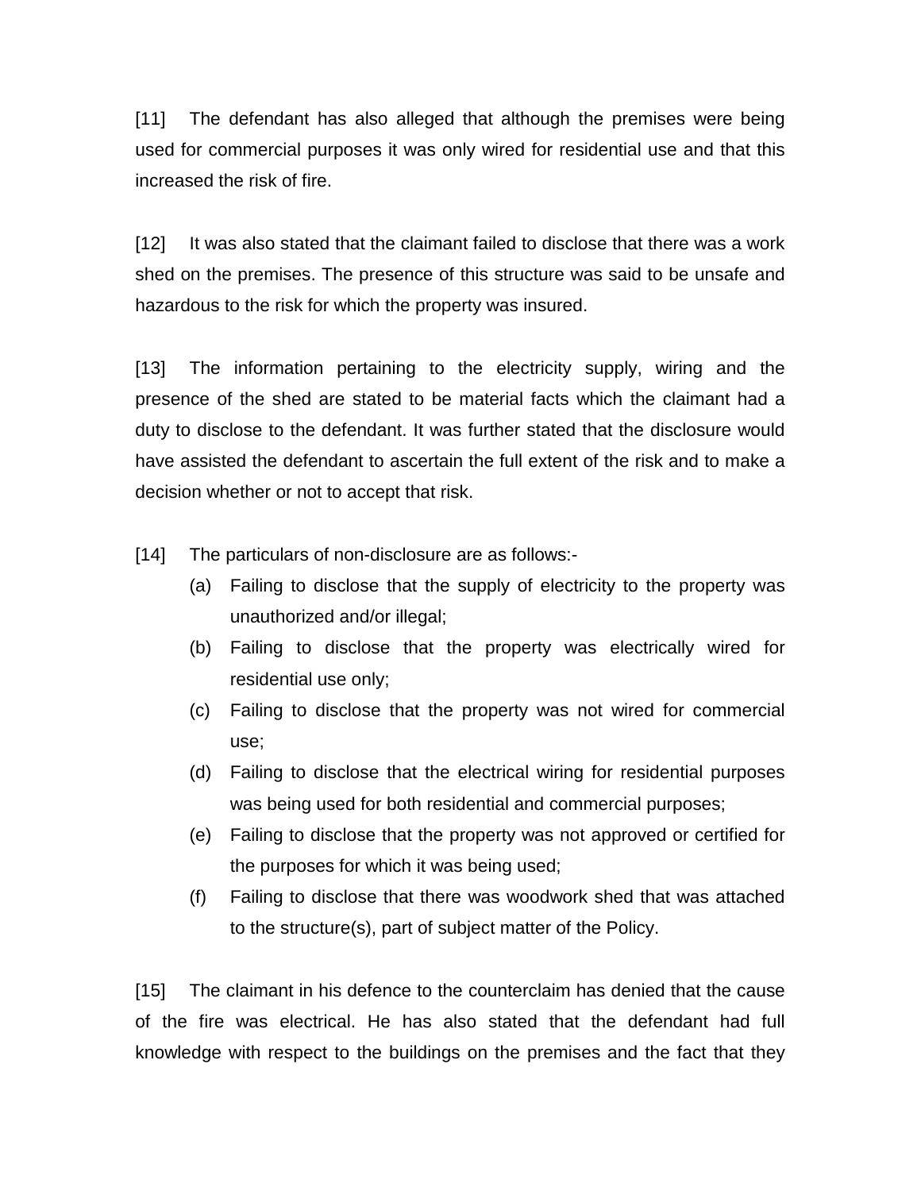[11] The defendant has also alleged that although the premises were being used for commercial purposes it was only wired for residential use and that this increased the risk of fire.

[12] It was also stated that the claimant failed to disclose that there was a work shed on the premises. The presence of this structure was said to be unsafe and hazardous to the risk for which the property was insured.

[13] The information pertaining to the electricity supply, wiring and the presence of the shed are stated to be material facts which the claimant had a duty to disclose to the defendant. It was further stated that the disclosure would have assisted the defendant to ascertain the full extent of the risk and to make a decision whether or not to accept that risk.

[14] The particulars of non-disclosure are as follows:-

(a) Failing to disclose that the supply of electricity to the property was unauthorized and/or illegal;

(b) Failing to disclose that the property was electrically wired for residential use only;

(c) Failing to disclose that the property was not wired for commercial use;

(d) Failing to disclose that the electrical wiring for residential purposes was being used for both residential and commercial purposes;

(e) Failing to disclose that the property was not approved or certified for the purposes for which it was being used;

(f) Failing to disclose that there was woodwork shed that was attached to the structure(s), part of subject matter of the Policy.

[15] The claimant in his defence to the counterclaim has denied that the cause of the fire was electrical. He has also stated that the defendant had full knowledge with respect to the buildings on the premises and the fact that they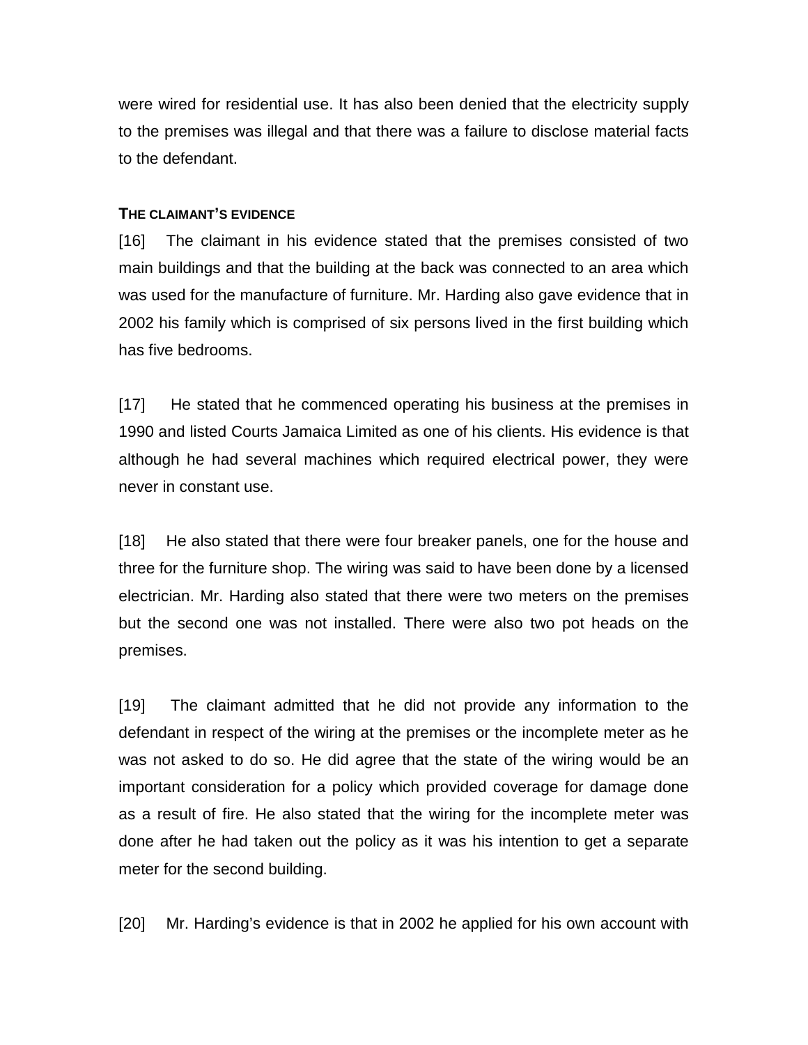were wired for residential use. It has also been denied that the electricity supply to the premises was illegal and that there was a failure to disclose material facts to the defendant.

#### THE CLAIMANT'S EVIDENCE

[16] The claimant in his evidence stated that the premises consisted of two main buildings and that the building at the back was connected to an area which was used for the manufacture of furniture. Mr. Harding also gave evidence that in 2002 his family which is comprised of six persons lived in the first building which has five bedrooms.

[17] He stated that he commenced operating his business at the premises in 1990 and listed Courts Jamaica Limited as one of his clients. His evidence is that although he had several machines which required electrical power, they were never in constant use.

[18] He also stated that there were four breaker panels, one for the house and three for the furniture shop. The wiring was said to have been done by a licensed electrician. Mr. Harding also stated that there were two meters on the premises but the second one was not installed. There were also two pot heads on the premises.

[19] The claimant admitted that he did not provide any information to the defendant in respect of the wiring at the premises or the incomplete meter as he was not asked to do so. He did agree that the state of the wiring would be an important consideration for a policy which provided coverage for damage done as a result of fire. He also stated that the wiring for the incomplete meter was done after he had taken out the policy as it was his intention to get a separate meter for the second building.

[20] Mr. Harding's evidence is that in 2002 he applied for his own account with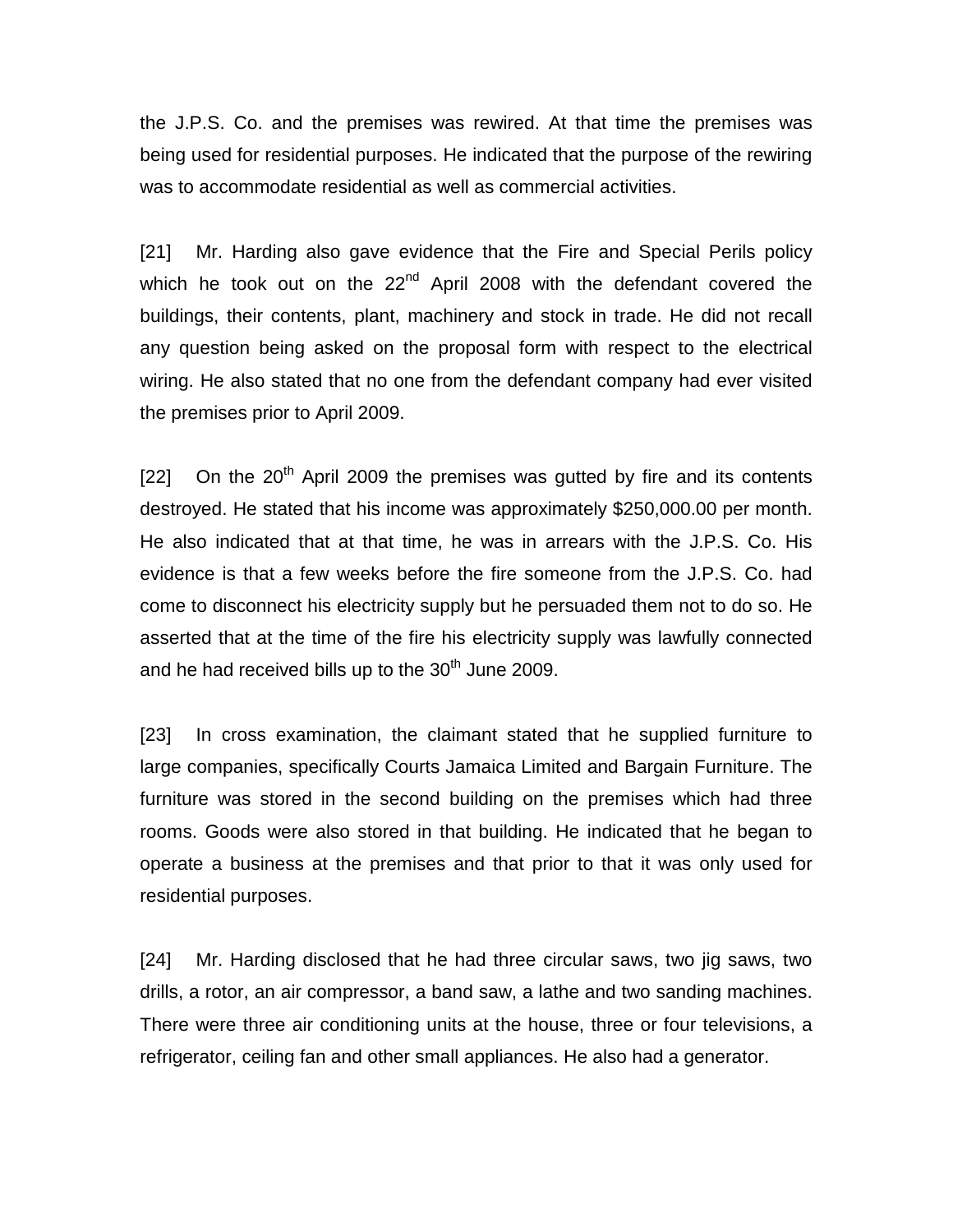the J.P.S. Co. and the premises was rewired. At that time the premises was being used for residential purposes. He indicated that the purpose of the rewiring was to accommodate residential as well as commercial activities.

[21] Mr. Harding also gave evidence that the Fire and Special Perils policy which he took out on the 22nd April 2008 with the defendant covered the buildings, their contents, plant, machinery and stock in trade. He did not recall any question being asked on the proposal form with respect to the electrical wiring. He also stated that no one from the defendant company had ever visited the premises prior to April 2009.

[22] On the 20th April 2009 the premises was gutted by fire and its contents destroyed. He stated that his income was approximately $250,000.00 per month. He also indicated that at that time, he was in arrears with the J.P.S. Co. His evidence is that a few weeks before the fire someone from the J.P.S. Co. had come to disconnect his electricity supply but he persuaded them not to do so. He asserted that at the time of the fire his electricity supply was lawfully connected and he had received bills up to the 30th June 2009.

[23] In cross examination, the claimant stated that he supplied furniture to large companies, specifically Courts Jamaica Limited and Bargain Furniture. The furniture was stored in the second building on the premises which had three rooms. Goods were also stored in that building. He indicated that he began to operate a business at the premises and that prior to that it was only used for residential purposes.

[24] Mr. Harding disclosed that he had three circular saws, two jig saws, two drills, a rotor, an air compressor, a band saw, a lathe and two sanding machines. There were three air conditioning units at the house, three or four televisions, a refrigerator, ceiling fan and other small appliances. He also had a generator.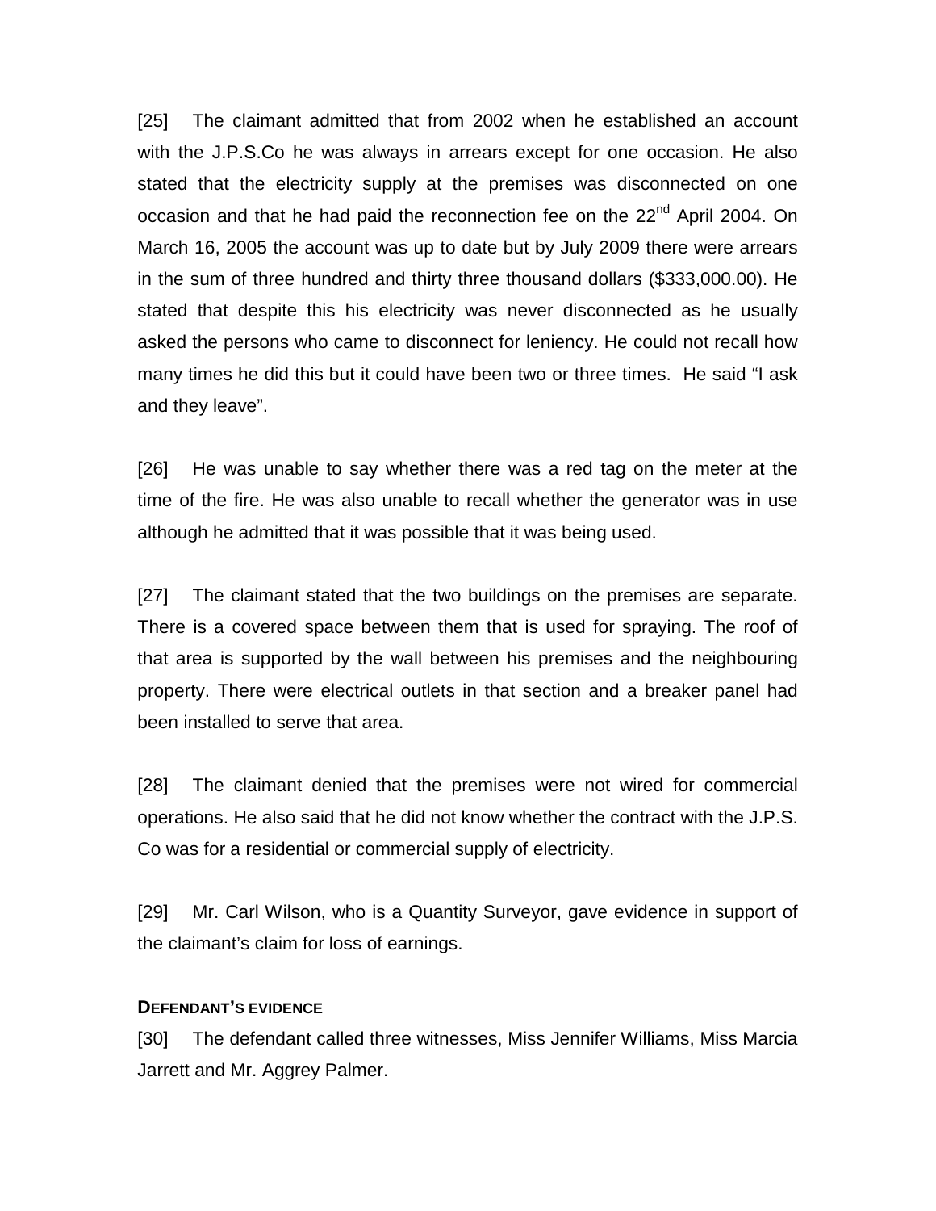[25] The claimant admitted that from 2002 when he established an account with the J.P.S.Co he was always in arrears except for one occasion. He also stated that the electricity supply at the premises was disconnected on one occasion and that he had paid the reconnection fee on the 22nd April 2004. On March 16, 2005 the account was up to date but by July 2009 there were arrears in the sum of three hundred and thirty three thousand dollars ($333,000.00). He stated that despite this his electricity was never disconnected as he usually asked the persons who came to disconnect for leniency. He could not recall how many times he did this but it could have been two or three times. He said "I ask and they leave".

[26] He was unable to say whether there was a red tag on the meter at the time of the fire. He was also unable to recall whether the generator was in use although he admitted that it was possible that it was being used.

[27] The claimant stated that the two buildings on the premises are separate. There is a covered space between them that is used for spraying. The roof of that area is supported by the wall between his premises and the neighbouring property. There were electrical outlets in that section and a breaker panel had been installed to serve that area.

[28] The claimant denied that the premises were not wired for commercial operations. He also said that he did not know whether the contract with the J.P.S. Co was for a residential or commercial supply of electricity.

[29] Mr. Carl Wilson, who is a Quantity Surveyor, gave evidence in support of the claimant's claim for loss of earnings.

**DEFENDANT'S EVIDENCE**

[30] The defendant called three witnesses, Miss Jennifer Williams, Miss Marcia Jarrett and Mr. Aggrey Palmer.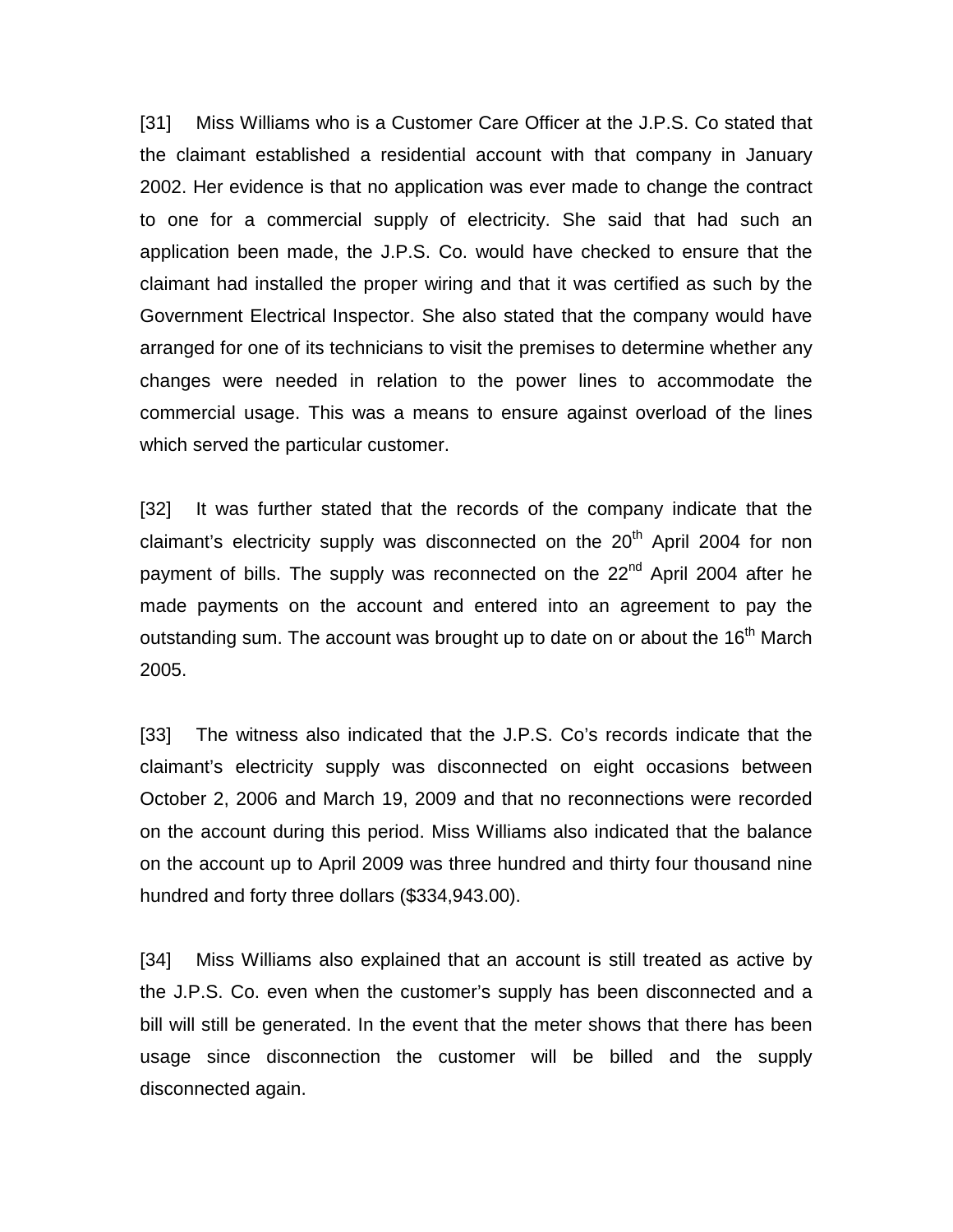[31] Miss Williams who is a Customer Care Officer at the J.P.S. Co stated that the claimant established a residential account with that company in January 2002. Her evidence is that no application was ever made to change the contract to one for a commercial supply of electricity. She said that had such an application been made, the J.P.S. Co. would have checked to ensure that the claimant had installed the proper wiring and that it was certified as such by the Government Electrical Inspector. She also stated that the company would have arranged for one of its technicians to visit the premises to determine whether any changes were needed in relation to the power lines to accommodate the commercial usage. This was a means to ensure against overload of the lines which served the particular customer.

[32] It was further stated that the records of the company indicate that the claimant's electricity supply was disconnected on the 20th April 2004 for non payment of bills. The supply was reconnected on the 22nd April 2004 after he made payments on the account and entered into an agreement to pay the outstanding sum. The account was brought up to date on or about the 16th March 2005.

[33] The witness also indicated that the J.P.S. Co's records indicate that the claimant's electricity supply was disconnected on eight occasions between October 2, 2006 and March 19, 2009 and that no reconnections were recorded on the account during this period. Miss Williams also indicated that the balance on the account up to April 2009 was three hundred and thirty four thousand nine hundred and forty three dollars ($334,943.00).

[34] Miss Williams also explained that an account is still treated as active by the J.P.S. Co. even when the customer's supply has been disconnected and a bill will still be generated. In the event that the meter shows that there has been usage since disconnection the customer will be billed and the supply disconnected again.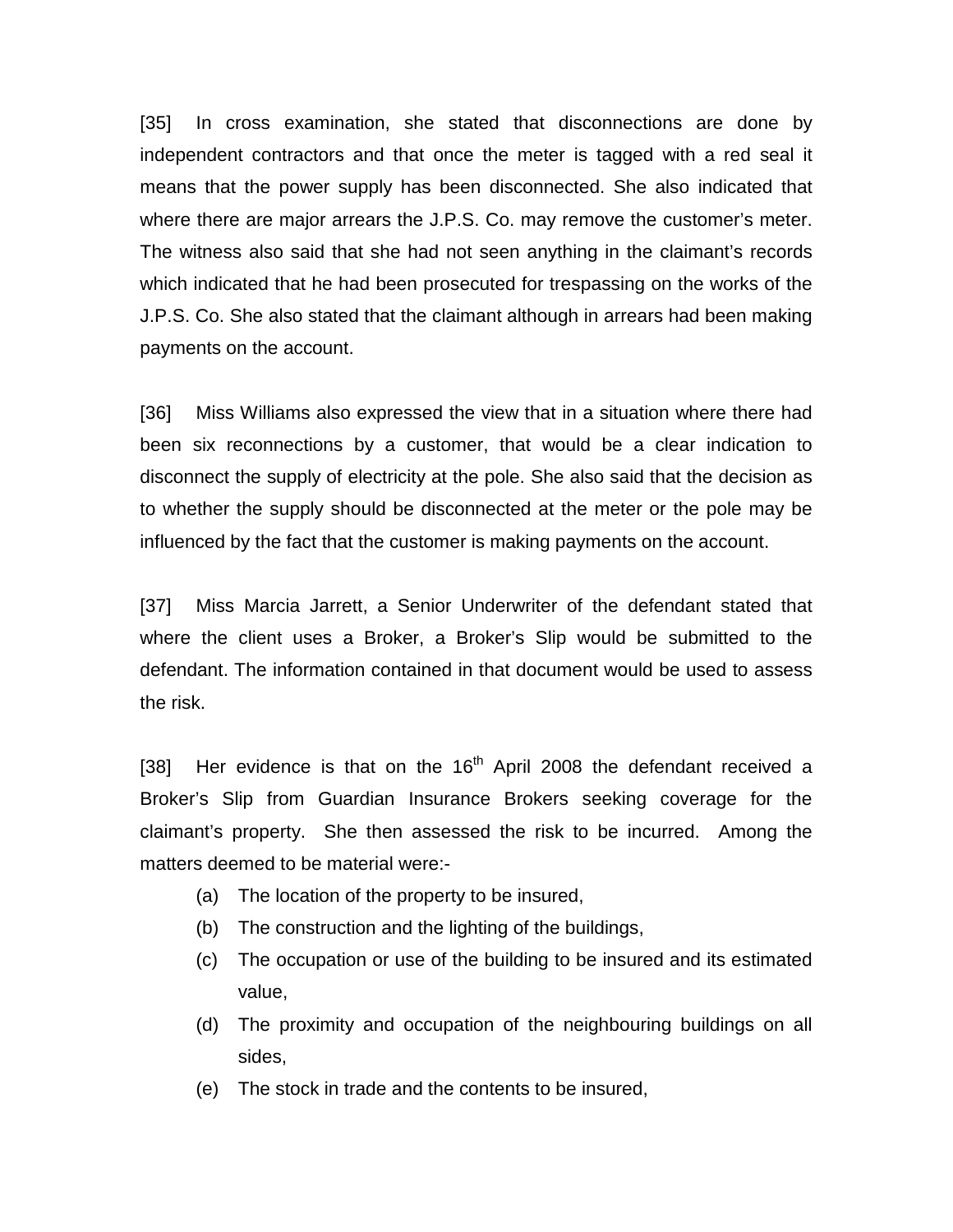[35] In cross examination, she stated that disconnections are done by independent contractors and that once the meter is tagged with a red seal it means that the power supply has been disconnected. She also indicated that where there are major arrears the J.P.S. Co. may remove the customer's meter. The witness also said that she had not seen anything in the claimant's records which indicated that he had been prosecuted for trespassing on the works of the J.P.S. Co. She also stated that the claimant although in arrears had been making payments on the account.

[36] Miss Williams also expressed the view that in a situation where there had been six reconnections by a customer, that would be a clear indication to disconnect the supply of electricity at the pole. She also said that the decision as to whether the supply should be disconnected at the meter or the pole may be influenced by the fact that the customer is making payments on the account.

[37] Miss Marcia Jarrett, a Senior Underwriter of the defendant stated that where the client uses a Broker, a Broker's Slip would be submitted to the defendant. The information contained in that document would be used to assess the risk.

[38] Her evidence is that on the 16th April 2008 the defendant received a Broker's Slip from Guardian Insurance Brokers seeking coverage for the claimant's property. She then assessed the risk to be incurred. Among the matters deemed to be material were:-

(a) The location of the property to be insured,
(b) The construction and the lighting of the buildings,
(c) The occupation or use of the building to be insured and its estimated value,
(d) The proximity and occupation of the neighbouring buildings on all sides,
(e) The stock in trade and the contents to be insured,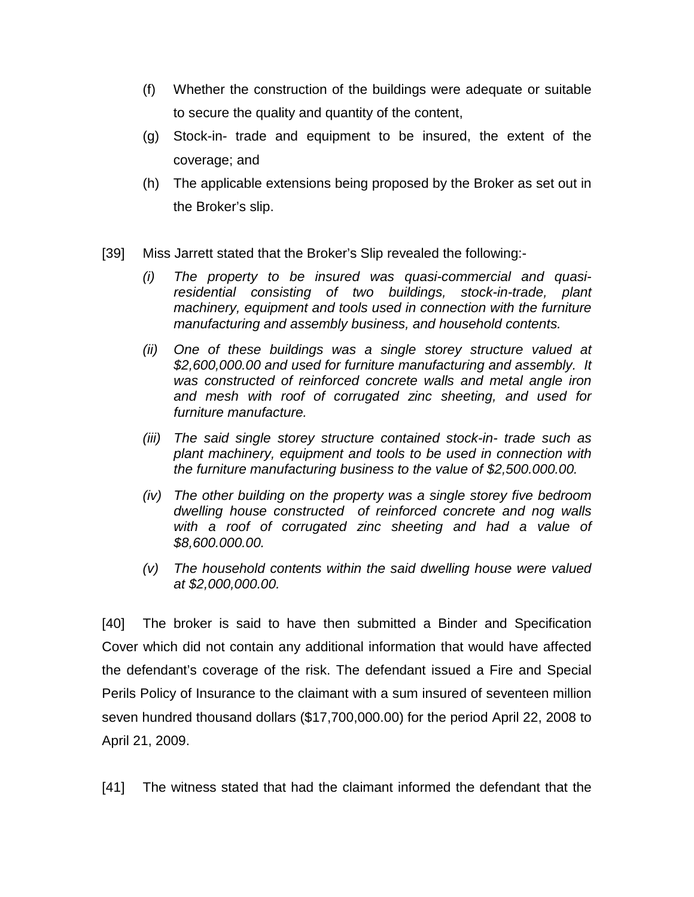(f) Whether the construction of the buildings were adequate or suitable to secure the quality and quantity of the content,

(g) Stock-in- trade and equipment to be insured, the extent of the coverage; and

(h) The applicable extensions being proposed by the Broker as set out in the Broker's slip.

[39] Miss Jarrett stated that the Broker's Slip revealed the following:-

*(i) The property to be insured was quasi-commercial and quasi-residential consisting of two buildings, stock-in-trade, plant machinery, equipment and tools used in connection with the furniture manufacturing and assembly business, and household contents.*

*(ii) One of these buildings was a single storey structure valued at $2,600,000.00 and used for furniture manufacturing and assembly. It was constructed of reinforced concrete walls and metal angle iron and mesh with roof of corrugated zinc sheeting, and used for furniture manufacture.*

*(iii) The said single storey structure contained stock-in- trade such as plant machinery, equipment and tools to be used in connection with the furniture manufacturing business to the value of $2,500.000.00.*

*(iv) The other building on the property was a single storey five bedroom dwelling house constructed of reinforced concrete and nog walls with a roof of corrugated zinc sheeting and had a value of $8,600.000.00.*

*(v) The household contents within the said dwelling house were valued at $2,000,000.00.*

[40] The broker is said to have then submitted a Binder and Specification Cover which did not contain any additional information that would have affected the defendant's coverage of the risk. The defendant issued a Fire and Special Perils Policy of Insurance to the claimant with a sum insured of seventeen million seven hundred thousand dollars ($17,700,000.00) for the period April 22, 2008 to April 21, 2009.

[41] The witness stated that had the claimant informed the defendant that the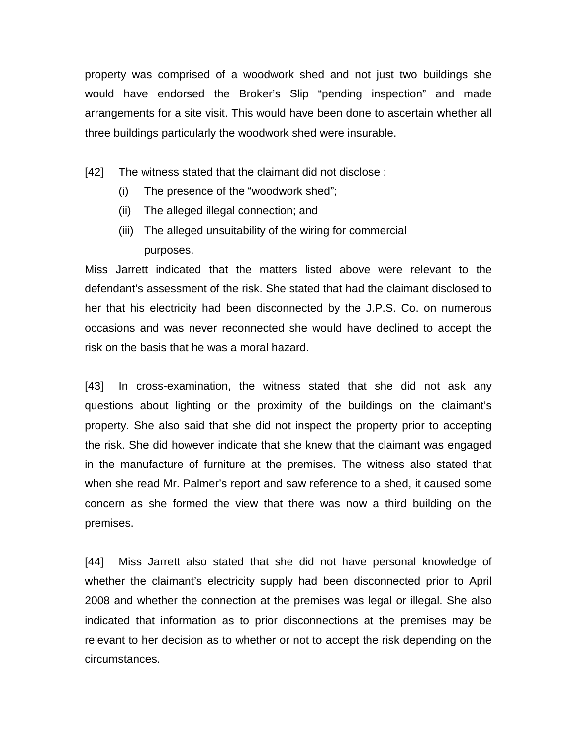property was comprised of a woodwork shed and not just two buildings she would have endorsed the Broker's Slip "pending inspection" and made arrangements for a site visit. This would have been done to ascertain whether all three buildings particularly the woodwork shed were insurable.

[42] The witness stated that the claimant did not disclose :

(i) The presence of the "woodwork shed";

(ii) The alleged illegal connection; and

(iii) The alleged unsuitability of the wiring for commercial purposes.

Miss Jarrett indicated that the matters listed above were relevant to the defendant's assessment of the risk. She stated that had the claimant disclosed to her that his electricity had been disconnected by the J.P.S. Co. on numerous occasions and was never reconnected she would have declined to accept the risk on the basis that he was a moral hazard.

[43] In cross-examination, the witness stated that she did not ask any questions about lighting or the proximity of the buildings on the claimant's property. She also said that she did not inspect the property prior to accepting the risk. She did however indicate that she knew that the claimant was engaged in the manufacture of furniture at the premises. The witness also stated that when she read Mr. Palmer's report and saw reference to a shed, it caused some concern as she formed the view that there was now a third building on the premises.

[44] Miss Jarrett also stated that she did not have personal knowledge of whether the claimant's electricity supply had been disconnected prior to April 2008 and whether the connection at the premises was legal or illegal. She also indicated that information as to prior disconnections at the premises may be relevant to her decision as to whether or not to accept the risk depending on the circumstances.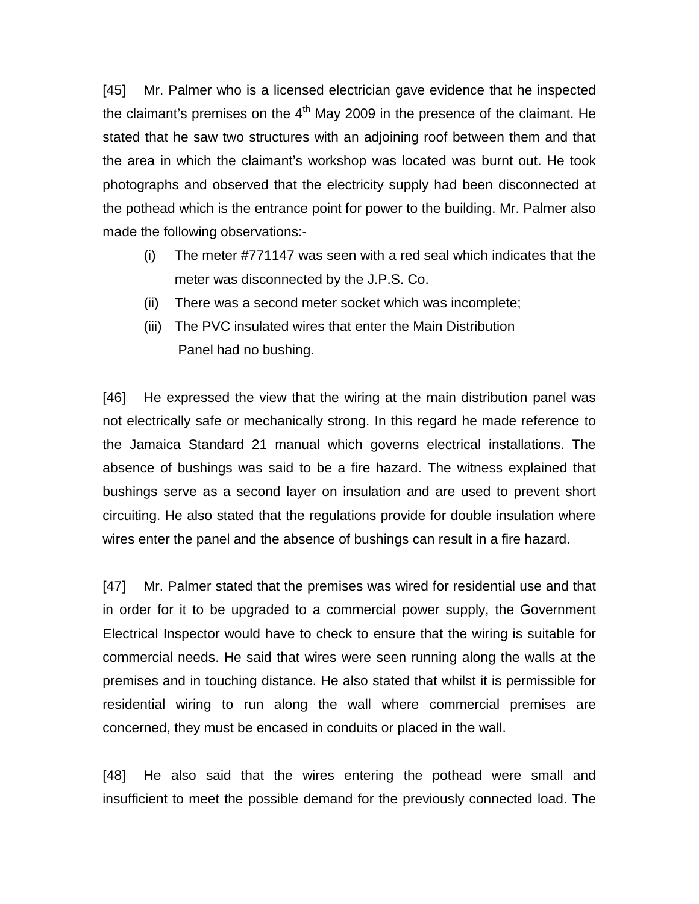[45] Mr. Palmer who is a licensed electrician gave evidence that he inspected the claimant's premises on the 4th May 2009 in the presence of the claimant. He stated that he saw two structures with an adjoining roof between them and that the area in which the claimant's workshop was located was burnt out. He took photographs and observed that the electricity supply had been disconnected at the pothead which is the entrance point for power to the building. Mr. Palmer also made the following observations:-

(i) The meter #771147 was seen with a red seal which indicates that the meter was disconnected by the J.P.S. Co.

(ii) There was a second meter socket which was incomplete;

(iii) The PVC insulated wires that enter the Main Distribution Panel had no bushing.

[46] He expressed the view that the wiring at the main distribution panel was not electrically safe or mechanically strong. In this regard he made reference to the Jamaica Standard 21 manual which governs electrical installations. The absence of bushings was said to be a fire hazard. The witness explained that bushings serve as a second layer on insulation and are used to prevent short circuiting. He also stated that the regulations provide for double insulation where wires enter the panel and the absence of bushings can result in a fire hazard.

[47] Mr. Palmer stated that the premises was wired for residential use and that in order for it to be upgraded to a commercial power supply, the Government Electrical Inspector would have to check to ensure that the wiring is suitable for commercial needs. He said that wires were seen running along the walls at the premises and in touching distance. He also stated that whilst it is permissible for residential wiring to run along the wall where commercial premises are concerned, they must be encased in conduits or placed in the wall.

[48] He also said that the wires entering the pothead were small and insufficient to meet the possible demand for the previously connected load. The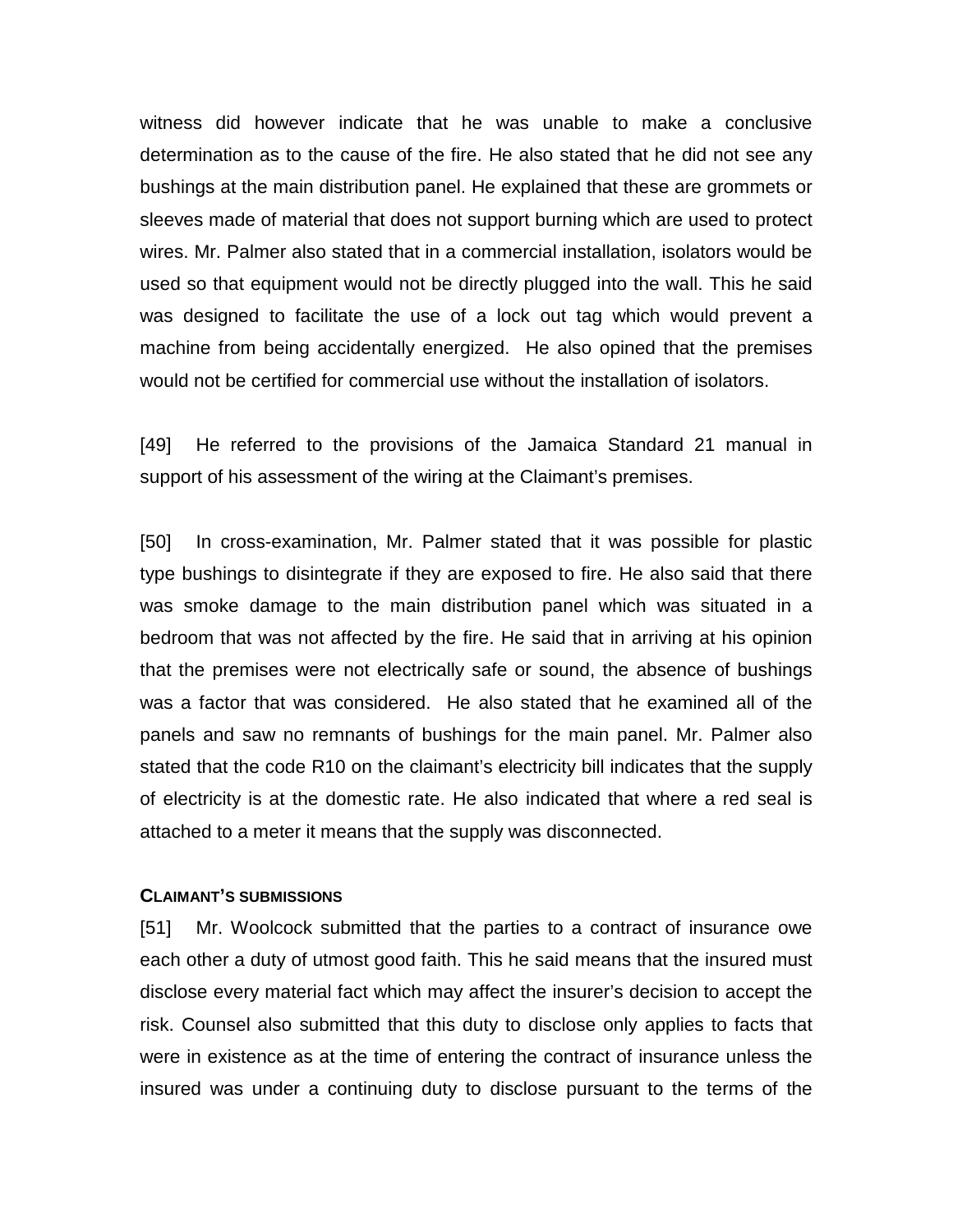witness did however indicate that he was unable to make a conclusive determination as to the cause of the fire. He also stated that he did not see any bushings at the main distribution panel. He explained that these are grommets or sleeves made of material that does not support burning which are used to protect wires. Mr. Palmer also stated that in a commercial installation, isolators would be used so that equipment would not be directly plugged into the wall. This he said was designed to facilitate the use of a lock out tag which would prevent a machine from being accidentally energized. He also opined that the premises would not be certified for commercial use without the installation of isolators.

[49] He referred to the provisions of the Jamaica Standard 21 manual in support of his assessment of the wiring at the Claimant's premises.

[50] In cross-examination, Mr. Palmer stated that it was possible for plastic type bushings to disintegrate if they are exposed to fire. He also said that there was smoke damage to the main distribution panel which was situated in a bedroom that was not affected by the fire. He said that in arriving at his opinion that the premises were not electrically safe or sound, the absence of bushings was a factor that was considered. He also stated that he examined all of the panels and saw no remnants of bushings for the main panel. Mr. Palmer also stated that the code R10 on the claimant's electricity bill indicates that the supply of electricity is at the domestic rate. He also indicated that where a red seal is attached to a meter it means that the supply was disconnected.

**CLAIMANT'S SUBMISSIONS**

[51] Mr. Woolcock submitted that the parties to a contract of insurance owe each other a duty of utmost good faith. This he said means that the insured must disclose every material fact which may affect the insurer's decision to accept the risk. Counsel also submitted that this duty to disclose only applies to facts that were in existence as at the time of entering the contract of insurance unless the insured was under a continuing duty to disclose pursuant to the terms of the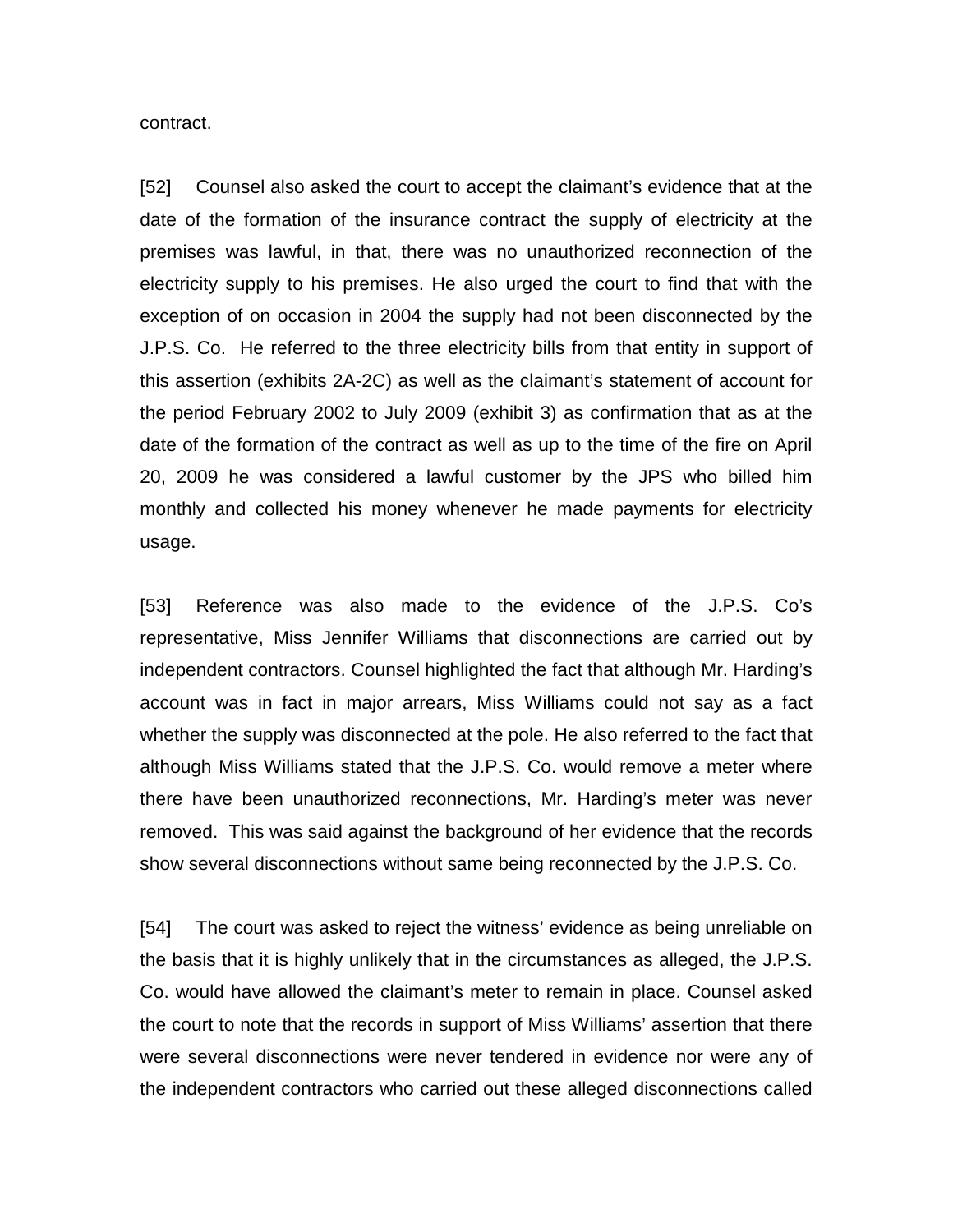contract.

[52] Counsel also asked the court to accept the claimant's evidence that at the date of the formation of the insurance contract the supply of electricity at the premises was lawful, in that, there was no unauthorized reconnection of the electricity supply to his premises. He also urged the court to find that with the exception of on occasion in 2004 the supply had not been disconnected by the J.P.S. Co. He referred to the three electricity bills from that entity in support of this assertion (exhibits 2A-2C) as well as the claimant's statement of account for the period February 2002 to July 2009 (exhibit 3) as confirmation that as at the date of the formation of the contract as well as up to the time of the fire on April 20, 2009 he was considered a lawful customer by the JPS who billed him monthly and collected his money whenever he made payments for electricity usage.

[53] Reference was also made to the evidence of the J.P.S. Co's representative, Miss Jennifer Williams that disconnections are carried out by independent contractors. Counsel highlighted the fact that although Mr. Harding's account was in fact in major arrears, Miss Williams could not say as a fact whether the supply was disconnected at the pole. He also referred to the fact that although Miss Williams stated that the J.P.S. Co. would remove a meter where there have been unauthorized reconnections, Mr. Harding's meter was never removed. This was said against the background of her evidence that the records show several disconnections without same being reconnected by the J.P.S. Co.

[54] The court was asked to reject the witness' evidence as being unreliable on the basis that it is highly unlikely that in the circumstances as alleged, the J.P.S. Co. would have allowed the claimant's meter to remain in place. Counsel asked the court to note that the records in support of Miss Williams' assertion that there were several disconnections were never tendered in evidence nor were any of the independent contractors who carried out these alleged disconnections called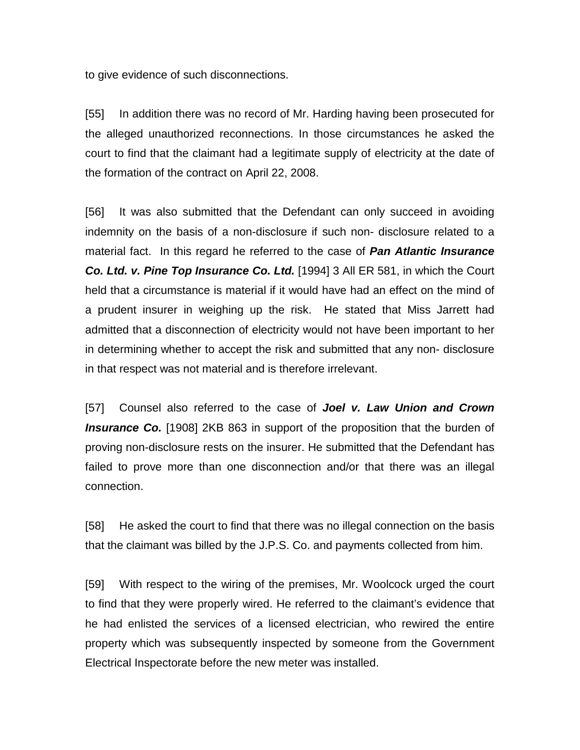to give evidence of such disconnections.

[55] In addition there was no record of Mr. Harding having been prosecuted for the alleged unauthorized reconnections. In those circumstances he asked the court to find that the claimant had a legitimate supply of electricity at the date of the formation of the contract on April 22, 2008.

[56] It was also submitted that the Defendant can only succeed in avoiding indemnity on the basis of a non-disclosure if such non- disclosure related to a material fact. In this regard he referred to the case of ***Pan Atlantic Insurance Co. Ltd. v. Pine Top Insurance Co. Ltd.*** [1994] 3 All ER 581, in which the Court held that a circumstance is material if it would have had an effect on the mind of a prudent insurer in weighing up the risk. He stated that Miss Jarrett had admitted that a disconnection of electricity would not have been important to her in determining whether to accept the risk and submitted that any non- disclosure in that respect was not material and is therefore irrelevant.

[57] Counsel also referred to the case of ***Joel v. Law Union and Crown Insurance Co.*** [1908] 2KB 863 in support of the proposition that the burden of proving non-disclosure rests on the insurer. He submitted that the Defendant has failed to prove more than one disconnection and/or that there was an illegal connection.

[58] He asked the court to find that there was no illegal connection on the basis that the claimant was billed by the J.P.S. Co. and payments collected from him.

[59] With respect to the wiring of the premises, Mr. Woolcock urged the court to find that they were properly wired. He referred to the claimant's evidence that he had enlisted the services of a licensed electrician, who rewired the entire property which was subsequently inspected by someone from the Government Electrical Inspectorate before the new meter was installed.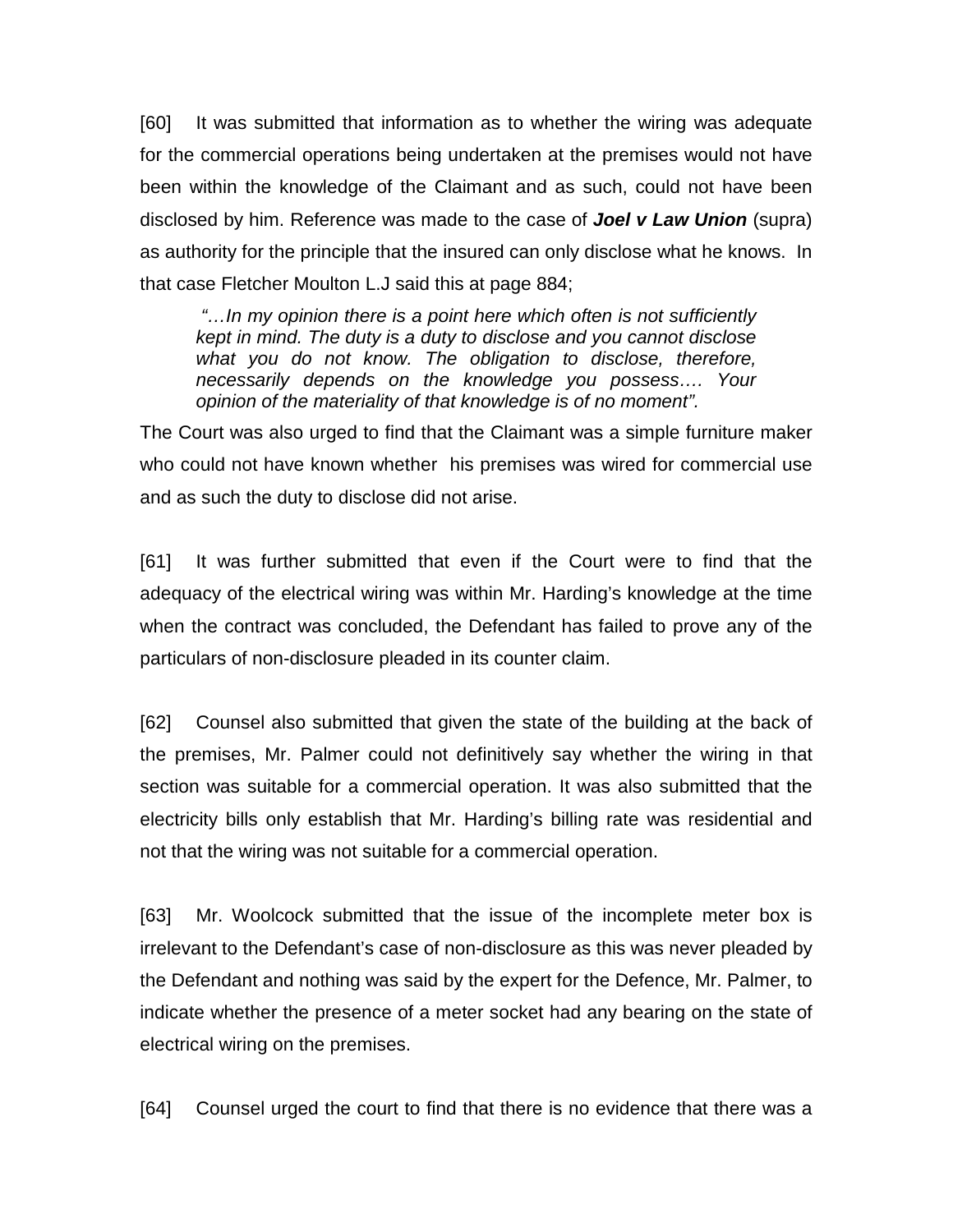[60] It was submitted that information as to whether the wiring was adequate for the commercial operations being undertaken at the premises would not have been within the knowledge of the Claimant and as such, could not have been disclosed by him. Reference was made to the case of ***Joel v Law Union*** (supra) as authority for the principle that the insured can only disclose what he knows. In that case Fletcher Moulton L.J said this at page 884;

> *"…In my opinion there is a point here which often is not sufficiently kept in mind. The duty is a duty to disclose and you cannot disclose what you do not know. The obligation to disclose, therefore, necessarily depends on the knowledge you possess…. Your opinion of the materiality of that knowledge is of no moment".*

The Court was also urged to find that the Claimant was a simple furniture maker who could not have known whether his premises was wired for commercial use and as such the duty to disclose did not arise.

[61] It was further submitted that even if the Court were to find that the adequacy of the electrical wiring was within Mr. Harding's knowledge at the time when the contract was concluded, the Defendant has failed to prove any of the particulars of non-disclosure pleaded in its counter claim.

[62] Counsel also submitted that given the state of the building at the back of the premises, Mr. Palmer could not definitively say whether the wiring in that section was suitable for a commercial operation. It was also submitted that the electricity bills only establish that Mr. Harding's billing rate was residential and not that the wiring was not suitable for a commercial operation.

[63] Mr. Woolcock submitted that the issue of the incomplete meter box is irrelevant to the Defendant's case of non-disclosure as this was never pleaded by the Defendant and nothing was said by the expert for the Defence, Mr. Palmer, to indicate whether the presence of a meter socket had any bearing on the state of electrical wiring on the premises.

[64] Counsel urged the court to find that there is no evidence that there was a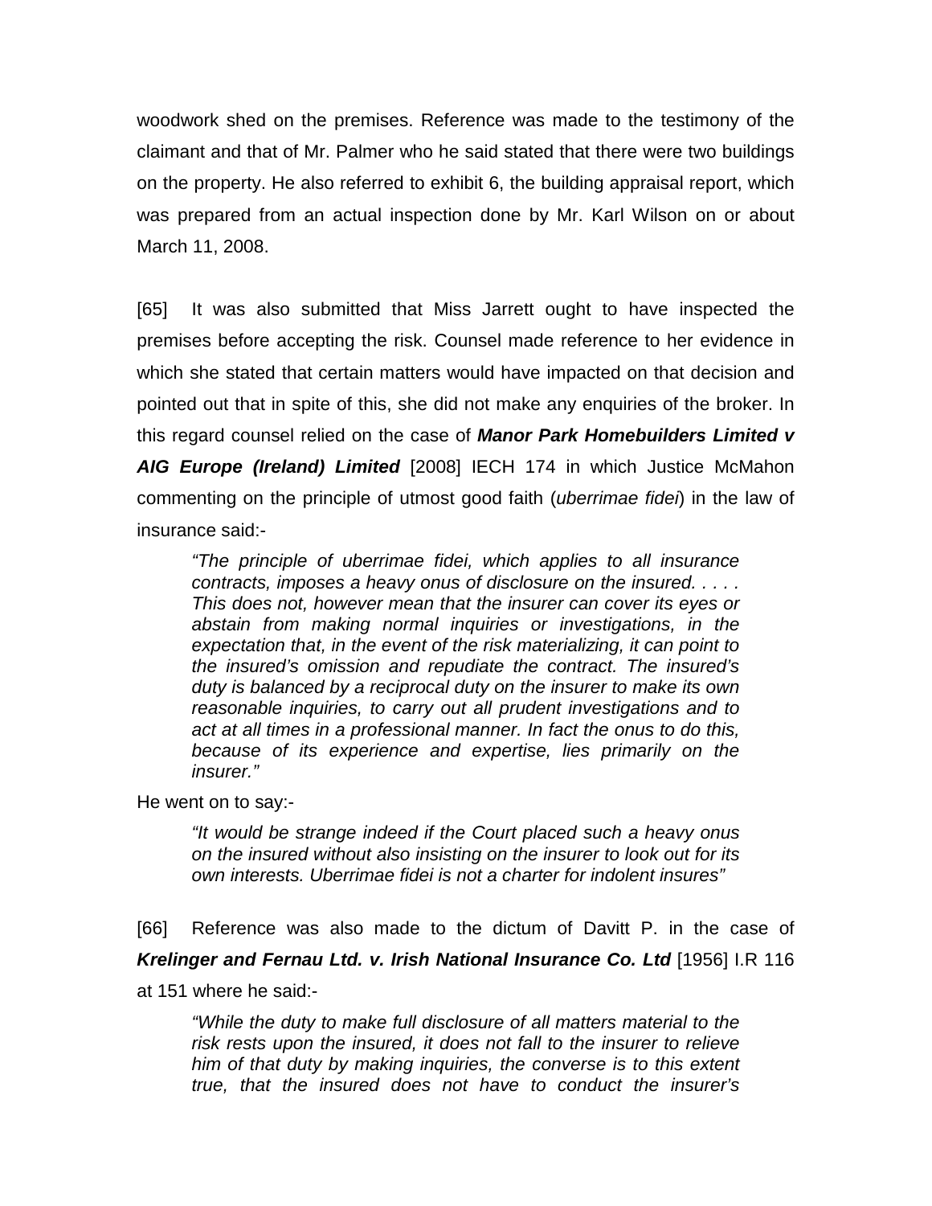woodwork shed on the premises. Reference was made to the testimony of the claimant and that of Mr. Palmer who he said stated that there were two buildings on the property. He also referred to exhibit 6, the building appraisal report, which was prepared from an actual inspection done by Mr. Karl Wilson on or about March 11, 2008.

[65] It was also submitted that Miss Jarrett ought to have inspected the premises before accepting the risk. Counsel made reference to her evidence in which she stated that certain matters would have impacted on that decision and pointed out that in spite of this, she did not make any enquiries of the broker. In this regard counsel relied on the case of ***Manor Park Homebuilders Limited v AIG Europe (Ireland) Limited*** [2008] IECH 174 in which Justice McMahon commenting on the principle of utmost good faith (*uberrimae fidei*) in the law of insurance said:-

> *"The principle of uberrimae fidei, which applies to all insurance contracts, imposes a heavy onus of disclosure on the insured. . . . . This does not, however mean that the insurer can cover its eyes or abstain from making normal inquiries or investigations, in the expectation that, in the event of the risk materializing, it can point to the insured's omission and repudiate the contract. The insured's duty is balanced by a reciprocal duty on the insurer to make its own reasonable inquiries, to carry out all prudent investigations and to act at all times in a professional manner. In fact the onus to do this, because of its experience and expertise, lies primarily on the insurer."*

He went on to say:-

> *"It would be strange indeed if the Court placed such a heavy onus on the insured without also insisting on the insurer to look out for its own interests. Uberrimae fidei is not a charter for indolent insures"*

[66] Reference was also made to the dictum of Davitt P. in the case of ***Krelinger and Fernau Ltd. v. Irish National Insurance Co. Ltd*** [1956] I.R 116 at 151 where he said:-

> *"While the duty to make full disclosure of all matters material to the risk rests upon the insured, it does not fall to the insurer to relieve him of that duty by making inquiries, the converse is to this extent true, that the insured does not have to conduct the insurer's*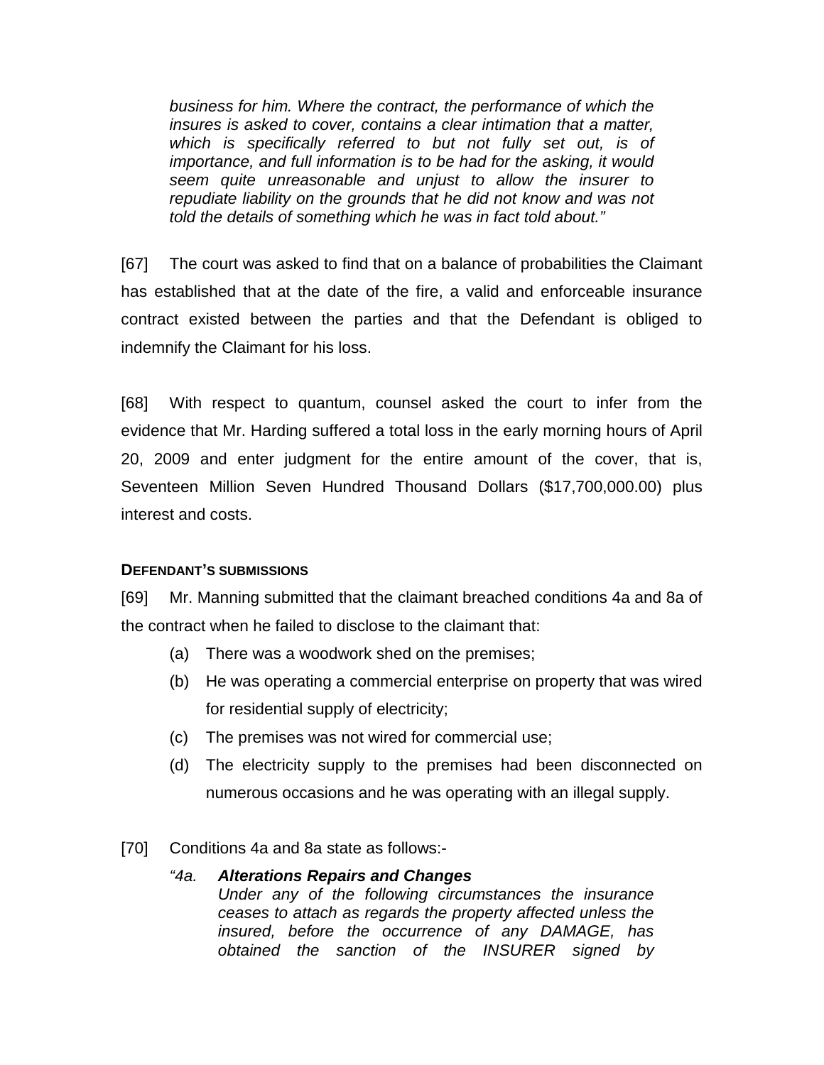*business for him. Where the contract, the performance of which the insures is asked to cover, contains a clear intimation that a matter, which is specifically referred to but not fully set out, is of importance, and full information is to be had for the asking, it would seem quite unreasonable and unjust to allow the insurer to repudiate liability on the grounds that he did not know and was not told the details of something which he was in fact told about."*

[67] The court was asked to find that on a balance of probabilities the Claimant has established that at the date of the fire, a valid and enforceable insurance contract existed between the parties and that the Defendant is obliged to indemnify the Claimant for his loss.

[68] With respect to quantum, counsel asked the court to infer from the evidence that Mr. Harding suffered a total loss in the early morning hours of April 20, 2009 and enter judgment for the entire amount of the cover, that is, Seventeen Million Seven Hundred Thousand Dollars ($17,700,000.00) plus interest and costs.

**DEFENDANT'S SUBMISSIONS**

[69] Mr. Manning submitted that the claimant breached conditions 4a and 8a of the contract when he failed to disclose to the claimant that:

(a) There was a woodwork shed on the premises;

(b) He was operating a commercial enterprise on property that was wired for residential supply of electricity;

(c) The premises was not wired for commercial use;

(d) The electricity supply to the premises had been disconnected on numerous occasions and he was operating with an illegal supply.

[70] Conditions 4a and 8a state as follows:-

*"4a. **Alterations Repairs and Changes***
*Under any of the following circumstances the insurance ceases to attach as regards the property affected unless the insured, before the occurrence of any DAMAGE, has obtained the sanction of the INSURER signed by*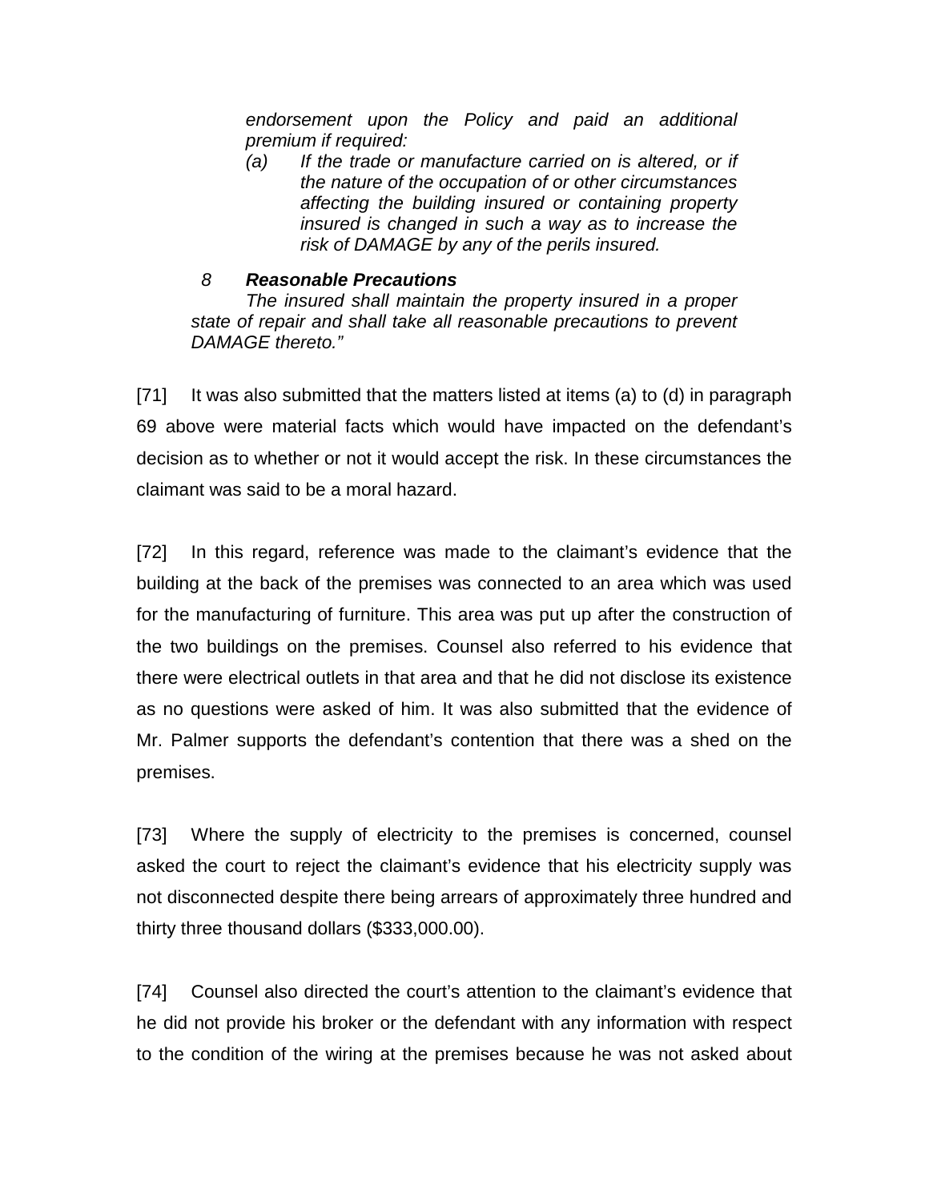*endorsement upon the Policy and paid an additional premium if required:*

*(a) If the trade or manufacture carried on is altered, or if the nature of the occupation of or other circumstances affecting the building insured or containing property insured is changed in such a way as to increase the risk of DAMAGE by any of the perils insured.*

*8 **Reasonable Precautions***

*The insured shall maintain the property insured in a proper state of repair and shall take all reasonable precautions to prevent DAMAGE thereto."*

[71] It was also submitted that the matters listed at items (a) to (d) in paragraph 69 above were material facts which would have impacted on the defendant's decision as to whether or not it would accept the risk. In these circumstances the claimant was said to be a moral hazard.

[72] In this regard, reference was made to the claimant's evidence that the building at the back of the premises was connected to an area which was used for the manufacturing of furniture. This area was put up after the construction of the two buildings on the premises. Counsel also referred to his evidence that there were electrical outlets in that area and that he did not disclose its existence as no questions were asked of him. It was also submitted that the evidence of Mr. Palmer supports the defendant's contention that there was a shed on the premises.

[73] Where the supply of electricity to the premises is concerned, counsel asked the court to reject the claimant's evidence that his electricity supply was not disconnected despite there being arrears of approximately three hundred and thirty three thousand dollars ($333,000.00).

[74] Counsel also directed the court's attention to the claimant's evidence that he did not provide his broker or the defendant with any information with respect to the condition of the wiring at the premises because he was not asked about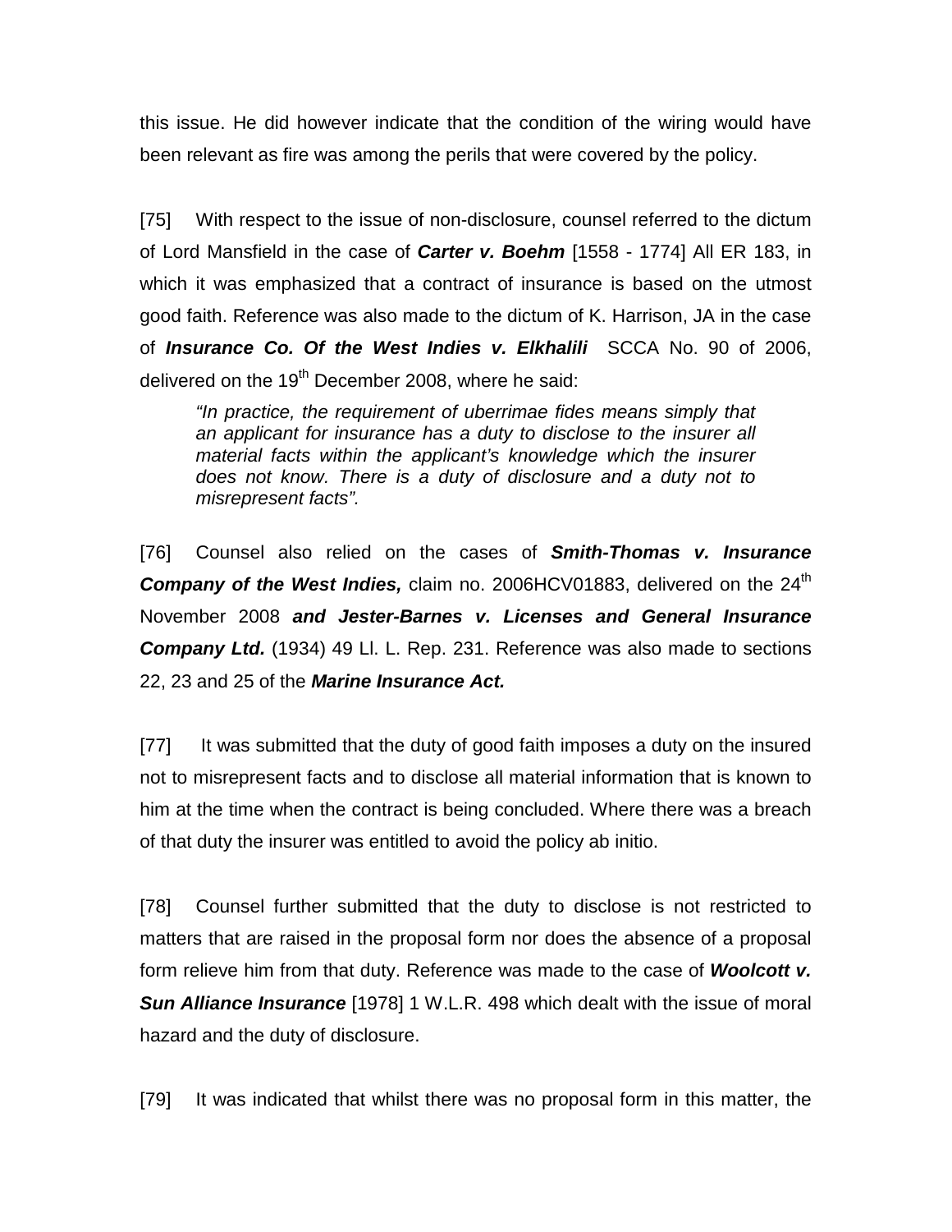this issue. He did however indicate that the condition of the wiring would have been relevant as fire was among the perils that were covered by the policy.

[75] With respect to the issue of non-disclosure, counsel referred to the dictum of Lord Mansfield in the case of ***Carter v. Boehm*** [1558 - 1774] All ER 183, in which it was emphasized that a contract of insurance is based on the utmost good faith. Reference was also made to the dictum of K. Harrison, JA in the case of ***Insurance Co. Of the West Indies v. Elkhalili*** SCCA No. 90 of 2006, delivered on the 19th December 2008, where he said:

> *"In practice, the requirement of uberrimae fides means simply that an applicant for insurance has a duty to disclose to the insurer all material facts within the applicant's knowledge which the insurer does not know. There is a duty of disclosure and a duty not to misrepresent facts".*

[76] Counsel also relied on the cases of ***Smith-Thomas v. Insurance Company of the West Indies,*** claim no. 2006HCV01883, delivered on the 24th November 2008 ***and Jester-Barnes v. Licenses and General Insurance Company Ltd.*** (1934) 49 Ll. L. Rep. 231. Reference was also made to sections 22, 23 and 25 of the ***Marine Insurance Act.***

[77] It was submitted that the duty of good faith imposes a duty on the insured not to misrepresent facts and to disclose all material information that is known to him at the time when the contract is being concluded. Where there was a breach of that duty the insurer was entitled to avoid the policy ab initio.

[78] Counsel further submitted that the duty to disclose is not restricted to matters that are raised in the proposal form nor does the absence of a proposal form relieve him from that duty. Reference was made to the case of ***Woolcott v. Sun Alliance Insurance*** [1978] 1 W.L.R. 498 which dealt with the issue of moral hazard and the duty of disclosure.

[79] It was indicated that whilst there was no proposal form in this matter, the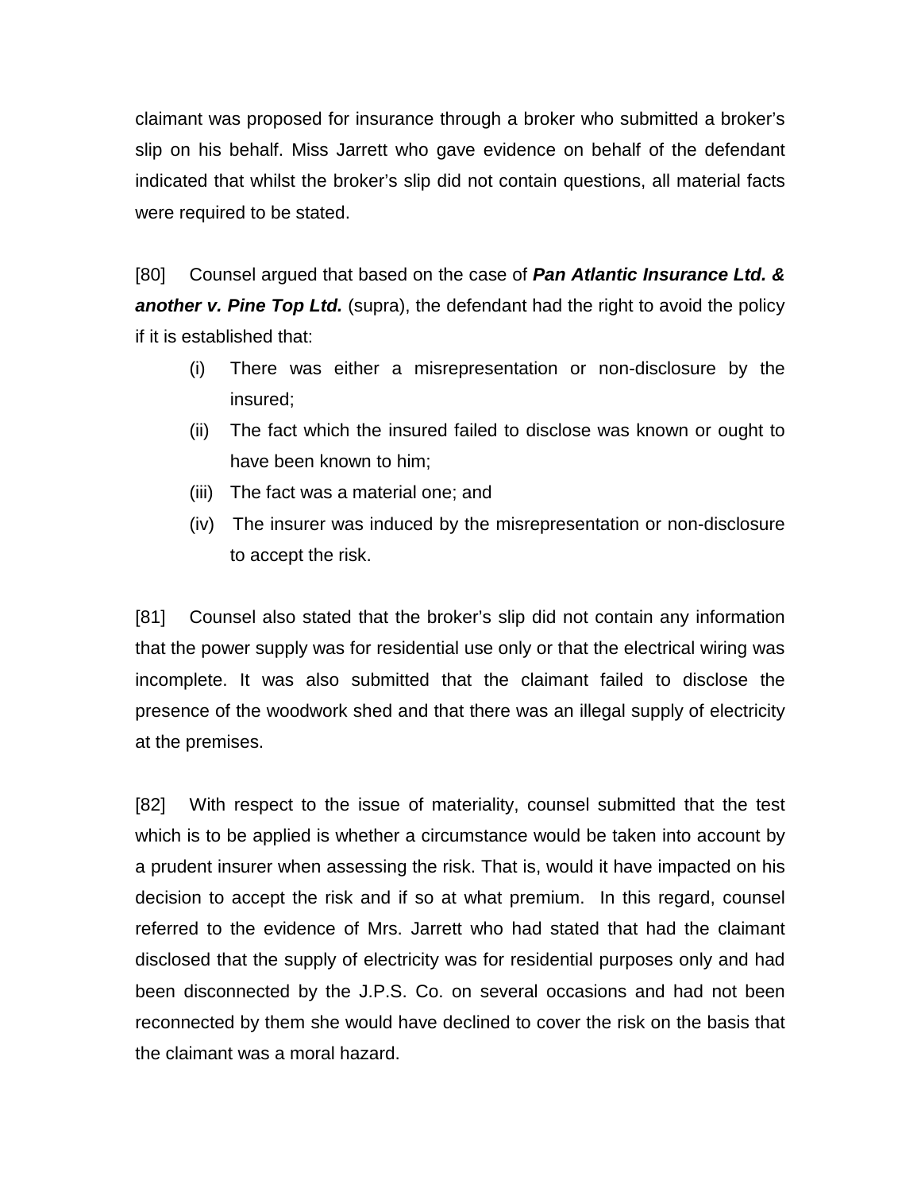claimant was proposed for insurance through a broker who submitted a broker's slip on his behalf. Miss Jarrett who gave evidence on behalf of the defendant indicated that whilst the broker's slip did not contain questions, all material facts were required to be stated.

[80] Counsel argued that based on the case of ***Pan Atlantic Insurance Ltd. & another v. Pine Top Ltd.*** (supra), the defendant had the right to avoid the policy if it is established that:

(i) There was either a misrepresentation or non-disclosure by the insured;

(ii) The fact which the insured failed to disclose was known or ought to have been known to him;

(iii) The fact was a material one; and

(iv) The insurer was induced by the misrepresentation or non-disclosure to accept the risk.

[81] Counsel also stated that the broker's slip did not contain any information that the power supply was for residential use only or that the electrical wiring was incomplete. It was also submitted that the claimant failed to disclose the presence of the woodwork shed and that there was an illegal supply of electricity at the premises.

[82] With respect to the issue of materiality, counsel submitted that the test which is to be applied is whether a circumstance would be taken into account by a prudent insurer when assessing the risk. That is, would it have impacted on his decision to accept the risk and if so at what premium. In this regard, counsel referred to the evidence of Mrs. Jarrett who had stated that had the claimant disclosed that the supply of electricity was for residential purposes only and had been disconnected by the J.P.S. Co. on several occasions and had not been reconnected by them she would have declined to cover the risk on the basis that the claimant was a moral hazard.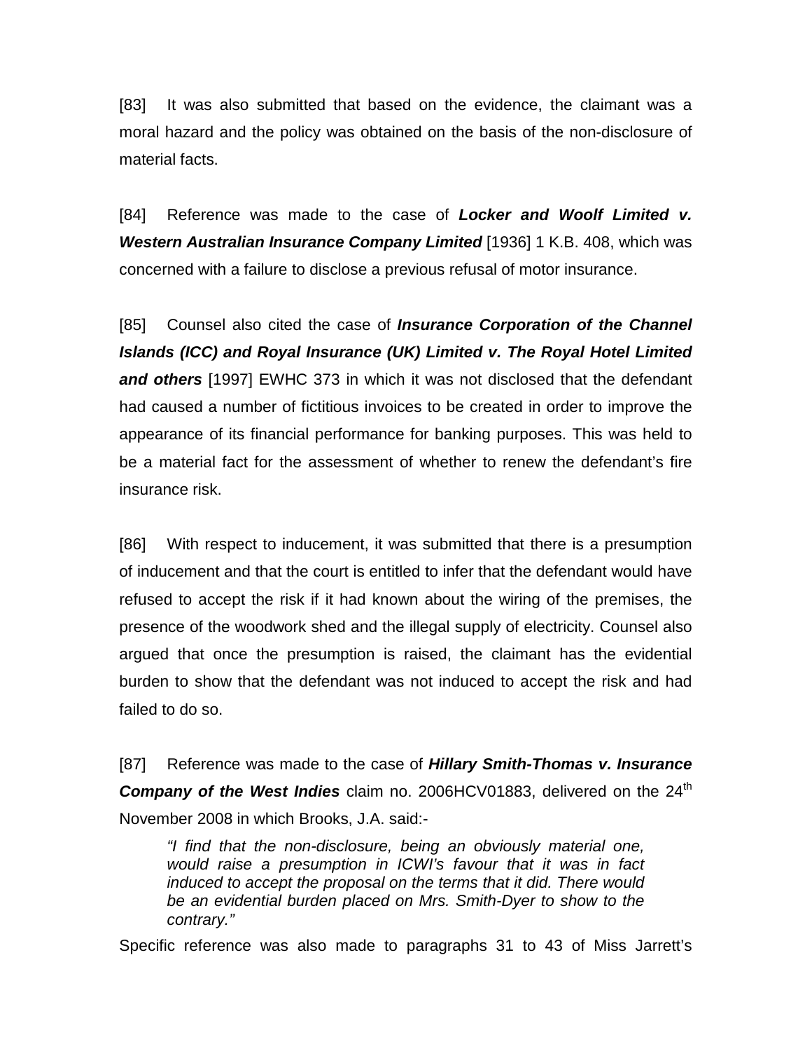[83] It was also submitted that based on the evidence, the claimant was a moral hazard and the policy was obtained on the basis of the non-disclosure of material facts.

[84] Reference was made to the case of ***Locker and Woolf Limited v. Western Australian Insurance Company Limited*** [1936] 1 K.B. 408, which was concerned with a failure to disclose a previous refusal of motor insurance.

[85] Counsel also cited the case of ***Insurance Corporation of the Channel Islands (ICC) and Royal Insurance (UK) Limited v. The Royal Hotel Limited and others*** [1997] EWHC 373 in which it was not disclosed that the defendant had caused a number of fictitious invoices to be created in order to improve the appearance of its financial performance for banking purposes. This was held to be a material fact for the assessment of whether to renew the defendant's fire insurance risk.

[86] With respect to inducement, it was submitted that there is a presumption of inducement and that the court is entitled to infer that the defendant would have refused to accept the risk if it had known about the wiring of the premises, the presence of the woodwork shed and the illegal supply of electricity. Counsel also argued that once the presumption is raised, the claimant has the evidential burden to show that the defendant was not induced to accept the risk and had failed to do so.

[87] Reference was made to the case of ***Hillary Smith-Thomas v. Insurance Company of the West Indies*** claim no. 2006HCV01883, delivered on the 24th November 2008 in which Brooks, J.A. said:-

> *"I find that the non-disclosure, being an obviously material one, would raise a presumption in ICWI's favour that it was in fact induced to accept the proposal on the terms that it did. There would be an evidential burden placed on Mrs. Smith-Dyer to show to the contrary."*

Specific reference was also made to paragraphs 31 to 43 of Miss Jarrett's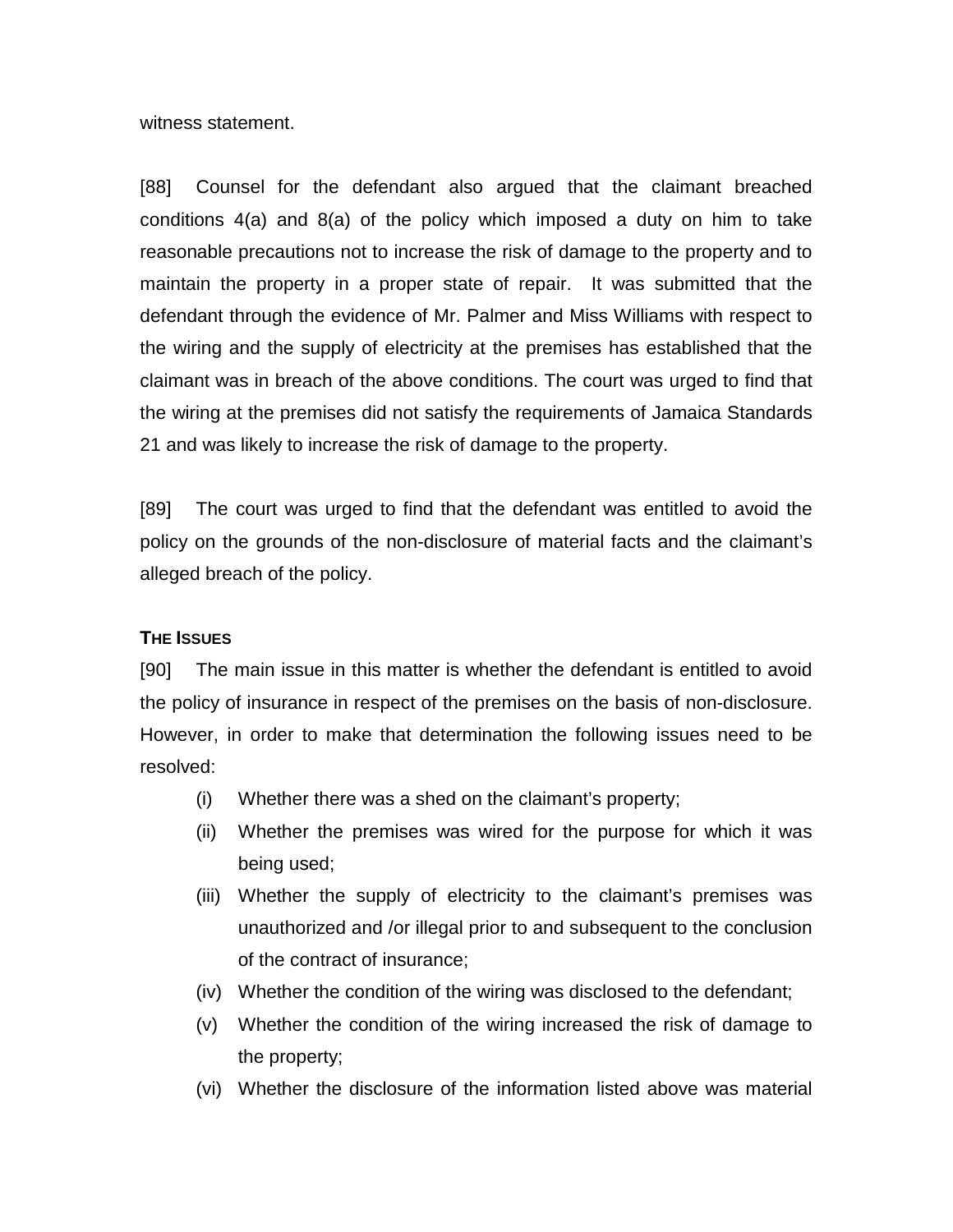witness statement.

[88] Counsel for the defendant also argued that the claimant breached conditions 4(a) and 8(a) of the policy which imposed a duty on him to take reasonable precautions not to increase the risk of damage to the property and to maintain the property in a proper state of repair. It was submitted that the defendant through the evidence of Mr. Palmer and Miss Williams with respect to the wiring and the supply of electricity at the premises has established that the claimant was in breach of the above conditions. The court was urged to find that the wiring at the premises did not satisfy the requirements of Jamaica Standards 21 and was likely to increase the risk of damage to the property.

[89] The court was urged to find that the defendant was entitled to avoid the policy on the grounds of the non-disclosure of material facts and the claimant's alleged breach of the policy.

**THE ISSUES**

[90] The main issue in this matter is whether the defendant is entitled to avoid the policy of insurance in respect of the premises on the basis of non-disclosure. However, in order to make that determination the following issues need to be resolved:

- (i) Whether there was a shed on the claimant's property;
- (ii) Whether the premises was wired for the purpose for which it was being used;
- (iii) Whether the supply of electricity to the claimant's premises was unauthorized and /or illegal prior to and subsequent to the conclusion of the contract of insurance;
- (iv) Whether the condition of the wiring was disclosed to the defendant;
- (v) Whether the condition of the wiring increased the risk of damage to the property;
- (vi) Whether the disclosure of the information listed above was material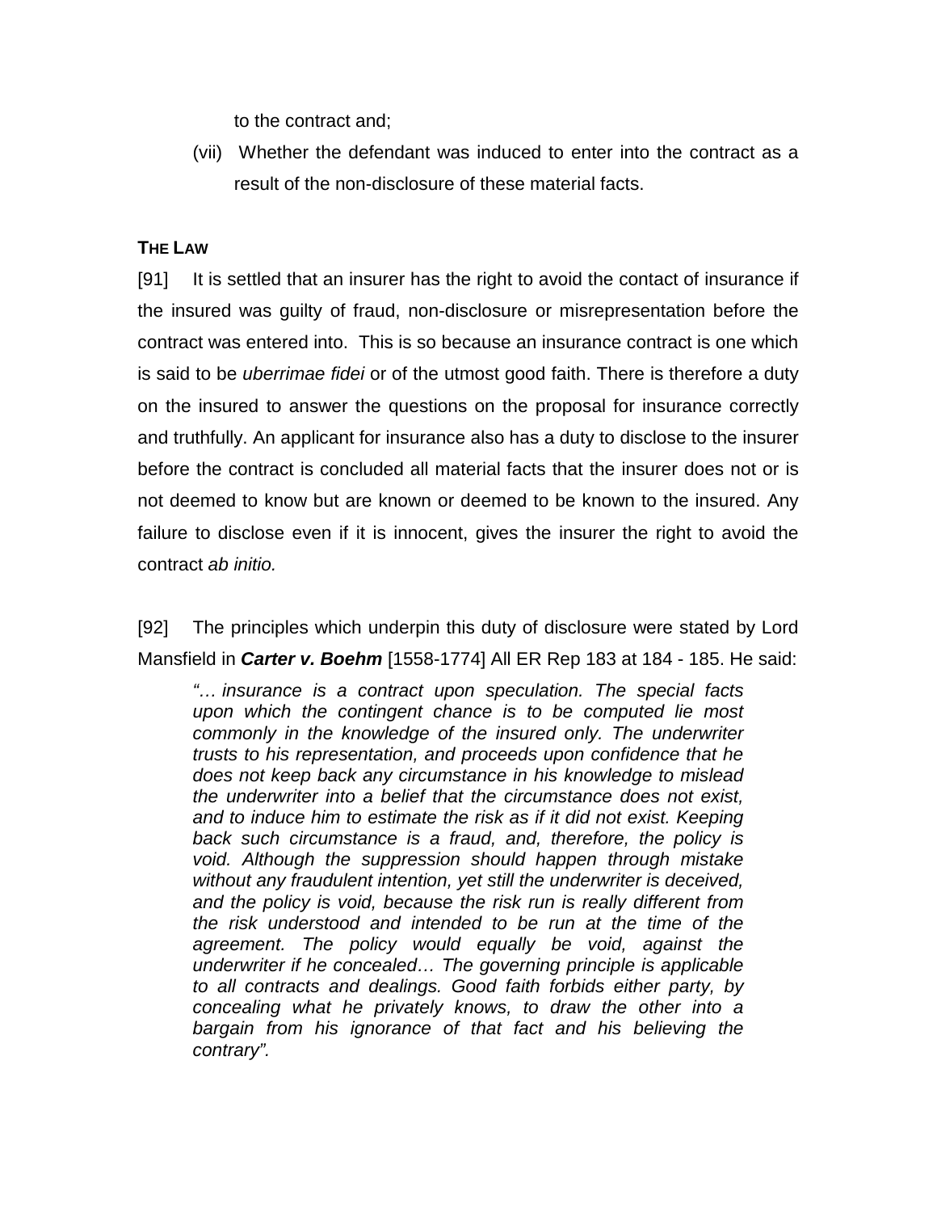to the contract and;

(vii) Whether the defendant was induced to enter into the contract as a result of the non-disclosure of these material facts.

## THE LAW

[91] It is settled that an insurer has the right to avoid the contact of insurance if the insured was guilty of fraud, non-disclosure or misrepresentation before the contract was entered into. This is so because an insurance contract is one which is said to be *uberrimae fidei* or of the utmost good faith. There is therefore a duty on the insured to answer the questions on the proposal for insurance correctly and truthfully. An applicant for insurance also has a duty to disclose to the insurer before the contract is concluded all material facts that the insurer does not or is not deemed to know but are known or deemed to be known to the insured. Any failure to disclose even if it is innocent, gives the insurer the right to avoid the contract *ab initio.*

[92] The principles which underpin this duty of disclosure were stated by Lord Mansfield in ***Carter v. Boehm*** [1558-1774] All ER Rep 183 at 184 - 185. He said:

> *"… insurance is a contract upon speculation. The special facts upon which the contingent chance is to be computed lie most commonly in the knowledge of the insured only. The underwriter trusts to his representation, and proceeds upon confidence that he does not keep back any circumstance in his knowledge to mislead the underwriter into a belief that the circumstance does not exist, and to induce him to estimate the risk as if it did not exist. Keeping back such circumstance is a fraud, and, therefore, the policy is void. Although the suppression should happen through mistake without any fraudulent intention, yet still the underwriter is deceived, and the policy is void, because the risk run is really different from the risk understood and intended to be run at the time of the agreement. The policy would equally be void, against the underwriter if he concealed… The governing principle is applicable to all contracts and dealings. Good faith forbids either party, by concealing what he privately knows, to draw the other into a bargain from his ignorance of that fact and his believing the contrary".*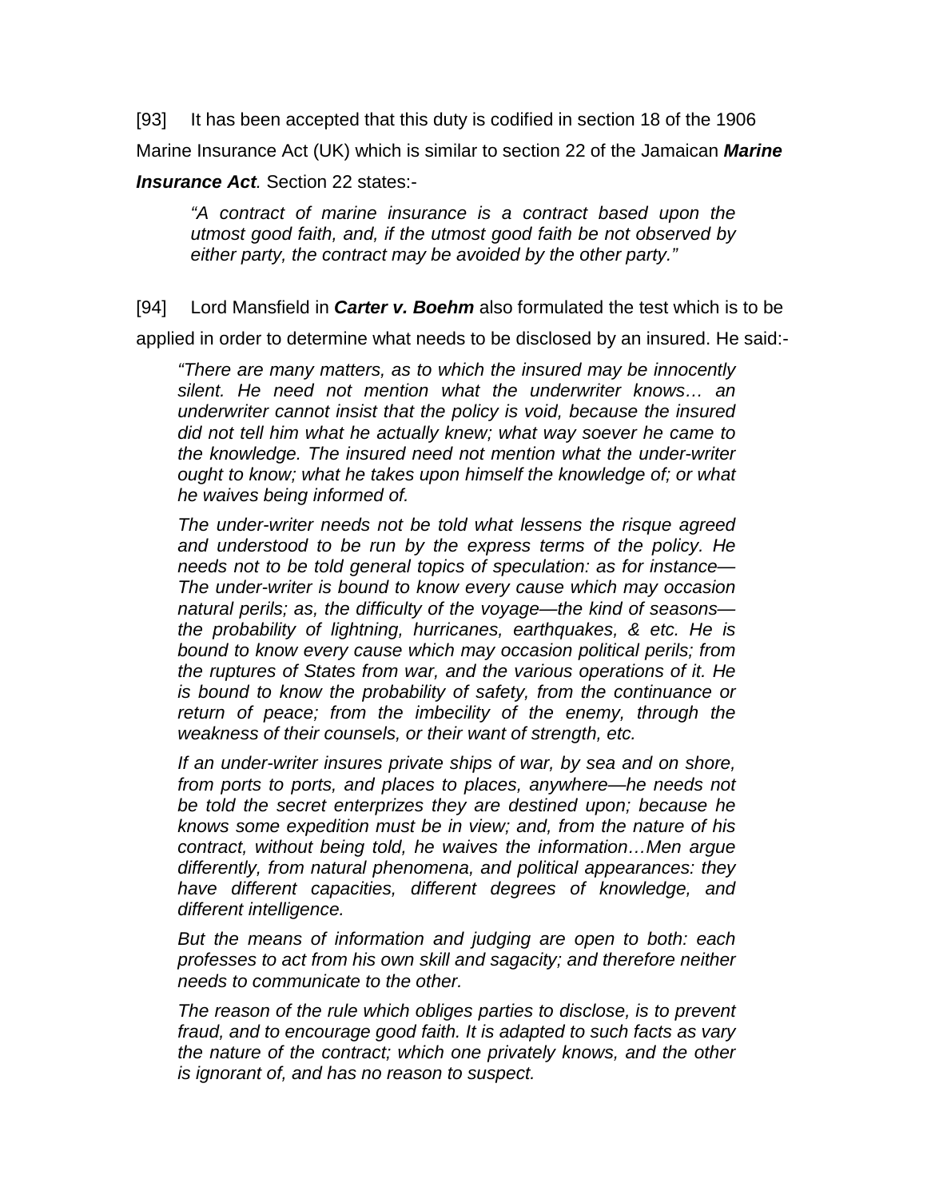[93] It has been accepted that this duty is codified in section 18 of the 1906 Marine Insurance Act (UK) which is similar to section 22 of the Jamaican ***Marine Insurance Act***. Section 22 states:-

> *"A contract of marine insurance is a contract based upon the utmost good faith, and, if the utmost good faith be not observed by either party, the contract may be avoided by the other party."*

[94] Lord Mansfield in ***Carter v. Boehm*** also formulated the test which is to be applied in order to determine what needs to be disclosed by an insured. He said:-

> *"There are many matters, as to which the insured may be innocently silent. He need not mention what the underwriter knows… an underwriter cannot insist that the policy is void, because the insured did not tell him what he actually knew; what way soever he came to the knowledge. The insured need not mention what the under-writer ought to know; what he takes upon himself the knowledge of; or what he waives being informed of.*
>
> *The under-writer needs not be told what lessens the risque agreed and understood to be run by the express terms of the policy. He needs not to be told general topics of speculation: as for instance— The under-writer is bound to know every cause which may occasion natural perils; as, the difficulty of the voyage—the kind of seasons—the probability of lightning, hurricanes, earthquakes, & etc. He is bound to know every cause which may occasion political perils; from the ruptures of States from war, and the various operations of it. He is bound to know the probability of safety, from the continuance or return of peace; from the imbecility of the enemy, through the weakness of their counsels, or their want of strength, etc.*
>
> *If an under-writer insures private ships of war, by sea and on shore, from ports to ports, and places to places, anywhere—he needs not be told the secret enterprizes they are destined upon; because he knows some expedition must be in view; and, from the nature of his contract, without being told, he waives the information…Men argue differently, from natural phenomena, and political appearances: they have different capacities, different degrees of knowledge, and different intelligence.*
>
> *But the means of information and judging are open to both: each professes to act from his own skill and sagacity; and therefore neither needs to communicate to the other.*
>
> *The reason of the rule which obliges parties to disclose, is to prevent fraud, and to encourage good faith. It is adapted to such facts as vary the nature of the contract; which one privately knows, and the other is ignorant of, and has no reason to suspect.*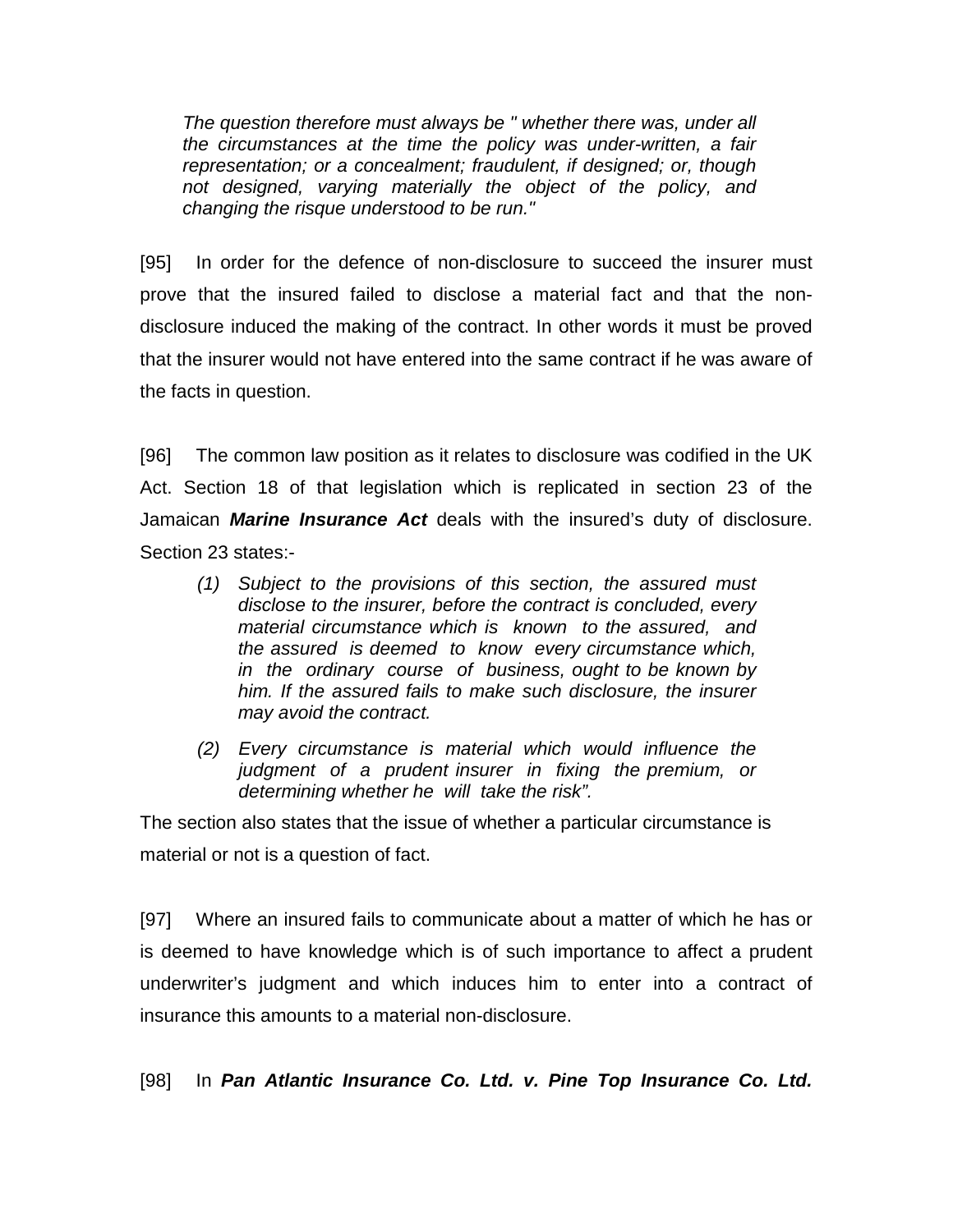> *The question therefore must always be " whether there was, under all the circumstances at the time the policy was under-written, a fair representation; or a concealment; fraudulent, if designed; or, though not designed, varying materially the object of the policy, and changing the risque understood to be run."*

[95] In order for the defence of non-disclosure to succeed the insurer must prove that the insured failed to disclose a material fact and that the non-disclosure induced the making of the contract. In other words it must be proved that the insurer would not have entered into the same contract if he was aware of the facts in question.

[96] The common law position as it relates to disclosure was codified in the UK Act. Section 18 of that legislation which is replicated in section 23 of the Jamaican ***Marine Insurance Act*** deals with the insured's duty of disclosure. Section 23 states:-

> *(1) Subject to the provisions of this section, the assured must disclose to the insurer, before the contract is concluded, every material circumstance which is known to the assured, and the assured is deemed to know every circumstance which, in the ordinary course of business, ought to be known by him. If the assured fails to make such disclosure, the insurer may avoid the contract.*
>
> *(2) Every circumstance is material which would influence the judgment of a prudent insurer in fixing the premium, or determining whether he will take the risk".*

The section also states that the issue of whether a particular circumstance is material or not is a question of fact.

[97] Where an insured fails to communicate about a matter of which he has or is deemed to have knowledge which is of such importance to affect a prudent underwriter's judgment and which induces him to enter into a contract of insurance this amounts to a material non-disclosure.

[98] In ***Pan Atlantic Insurance Co. Ltd. v. Pine Top Insurance Co. Ltd.***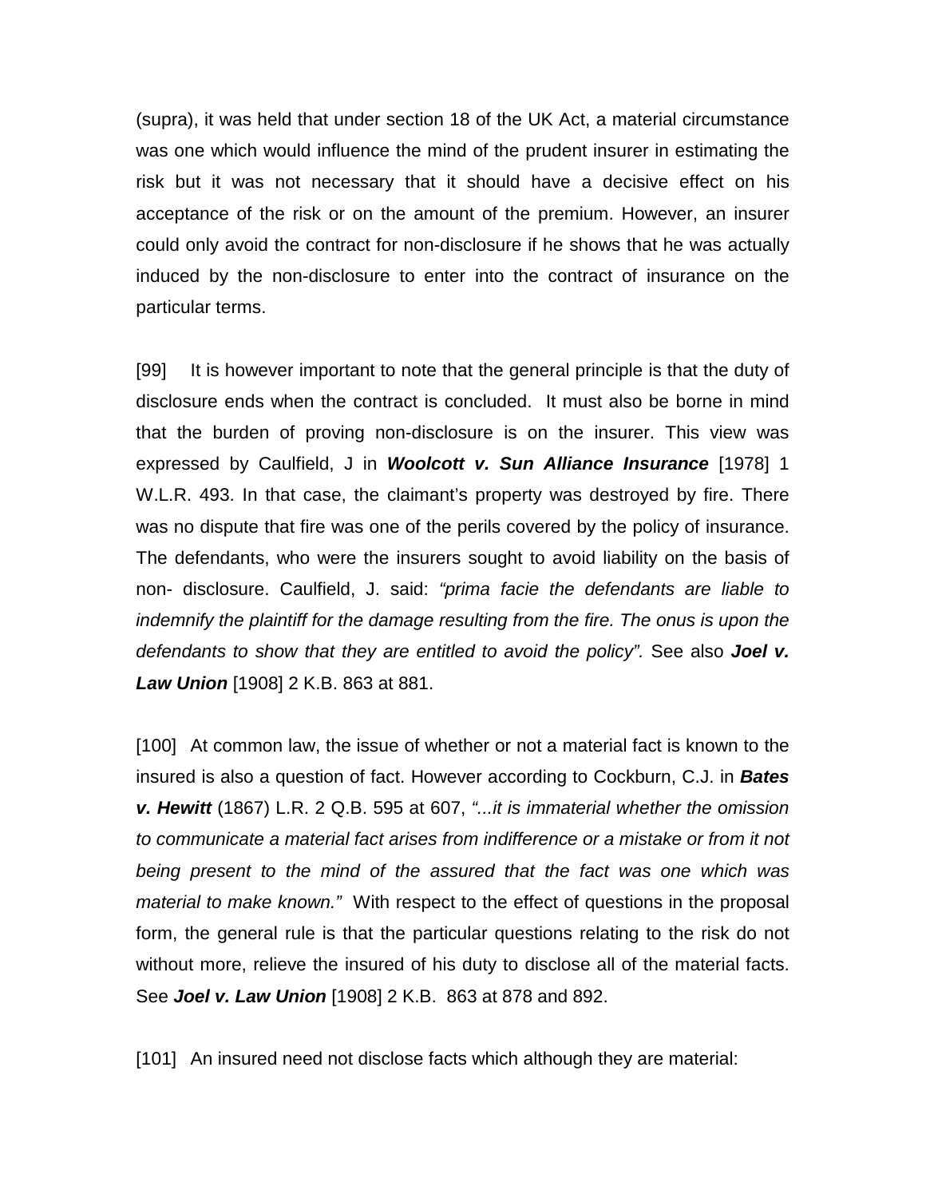(supra), it was held that under section 18 of the UK Act, a material circumstance was one which would influence the mind of the prudent insurer in estimating the risk but it was not necessary that it should have a decisive effect on his acceptance of the risk or on the amount of the premium. However, an insurer could only avoid the contract for non-disclosure if he shows that he was actually induced by the non-disclosure to enter into the contract of insurance on the particular terms.

[99] It is however important to note that the general principle is that the duty of disclosure ends when the contract is concluded. It must also be borne in mind that the burden of proving non-disclosure is on the insurer. This view was expressed by Caulfield, J in ***Woolcott v. Sun Alliance Insurance*** [1978] 1 W.L.R. 493. In that case, the claimant's property was destroyed by fire. There was no dispute that fire was one of the perils covered by the policy of insurance. The defendants, who were the insurers sought to avoid liability on the basis of non- disclosure. Caulfield, J. said: *"prima facie the defendants are liable to indemnify the plaintiff for the damage resulting from the fire. The onus is upon the defendants to show that they are entitled to avoid the policy".* See also ***Joel v. Law Union*** [1908] 2 K.B. 863 at 881.

[100] At common law, the issue of whether or not a material fact is known to the insured is also a question of fact. However according to Cockburn, C.J. in ***Bates v. Hewitt*** (1867) L.R. 2 Q.B. 595 at 607, *"...it is immaterial whether the omission to communicate a material fact arises from indifference or a mistake or from it not being present to the mind of the assured that the fact was one which was material to make known."* With respect to the effect of questions in the proposal form, the general rule is that the particular questions relating to the risk do not without more, relieve the insured of his duty to disclose all of the material facts. See ***Joel v. Law Union*** [1908] 2 K.B. 863 at 878 and 892.

[101] An insured need not disclose facts which although they are material: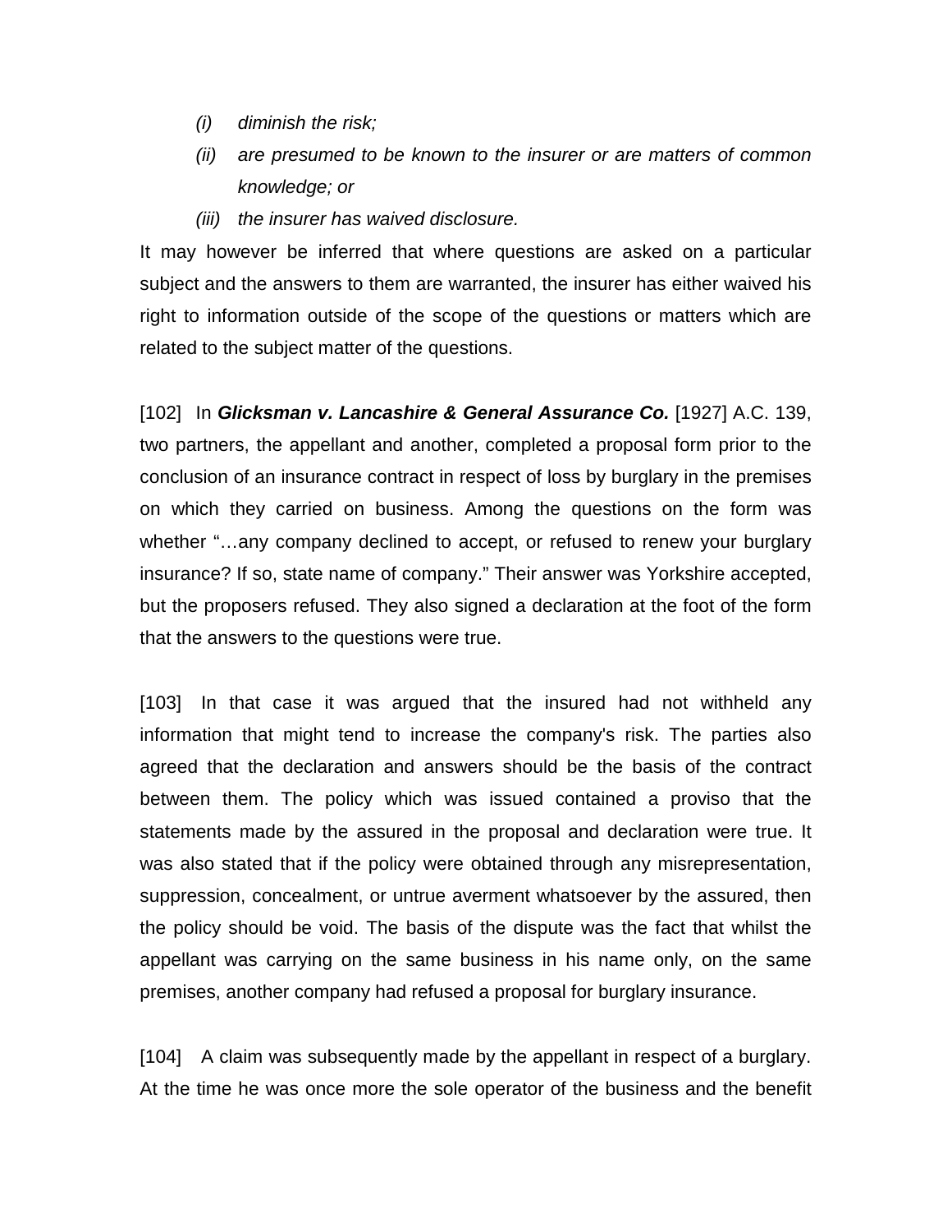*(i)* *diminish the risk;*

*(ii)* *are presumed to be known to the insurer or are matters of common knowledge; or*

*(iii)* *the insurer has waived disclosure.*

It may however be inferred that where questions are asked on a particular subject and the answers to them are warranted, the insurer has either waived his right to information outside of the scope of the questions or matters which are related to the subject matter of the questions.

[102] In ***Glicksman v. Lancashire & General Assurance Co.*** [1927] A.C. 139, two partners, the appellant and another, completed a proposal form prior to the conclusion of an insurance contract in respect of loss by burglary in the premises on which they carried on business. Among the questions on the form was whether "…any company declined to accept, or refused to renew your burglary insurance? If so, state name of company." Their answer was Yorkshire accepted, but the proposers refused. They also signed a declaration at the foot of the form that the answers to the questions were true.

[103] In that case it was argued that the insured had not withheld any information that might tend to increase the company's risk. The parties also agreed that the declaration and answers should be the basis of the contract between them. The policy which was issued contained a proviso that the statements made by the assured in the proposal and declaration were true. It was also stated that if the policy were obtained through any misrepresentation, suppression, concealment, or untrue averment whatsoever by the assured, then the policy should be void. The basis of the dispute was the fact that whilst the appellant was carrying on the same business in his name only, on the same premises, another company had refused a proposal for burglary insurance.

[104] A claim was subsequently made by the appellant in respect of a burglary. At the time he was once more the sole operator of the business and the benefit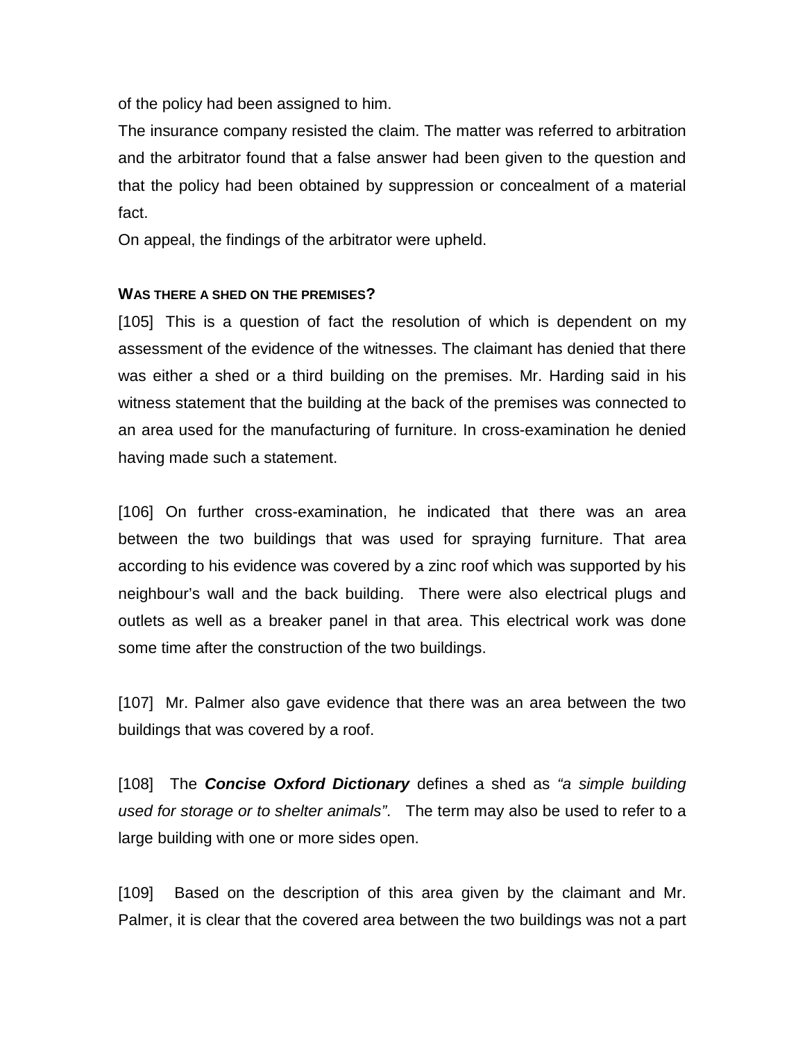of the policy had been assigned to him.

The insurance company resisted the claim. The matter was referred to arbitration and the arbitrator found that a false answer had been given to the question and that the policy had been obtained by suppression or concealment of a material fact.

On appeal, the findings of the arbitrator were upheld.

#### WAS THERE A SHED ON THE PREMISES?

[105] This is a question of fact the resolution of which is dependent on my assessment of the evidence of the witnesses. The claimant has denied that there was either a shed or a third building on the premises. Mr. Harding said in his witness statement that the building at the back of the premises was connected to an area used for the manufacturing of furniture. In cross-examination he denied having made such a statement.

[106] On further cross-examination, he indicated that there was an area between the two buildings that was used for spraying furniture. That area according to his evidence was covered by a zinc roof which was supported by his neighbour's wall and the back building. There were also electrical plugs and outlets as well as a breaker panel in that area. This electrical work was done some time after the construction of the two buildings.

[107] Mr. Palmer also gave evidence that there was an area between the two buildings that was covered by a roof.

[108] The ***Concise Oxford Dictionary*** defines a shed as *"a simple building used for storage or to shelter animals"*. The term may also be used to refer to a large building with one or more sides open.

[109] Based on the description of this area given by the claimant and Mr. Palmer, it is clear that the covered area between the two buildings was not a part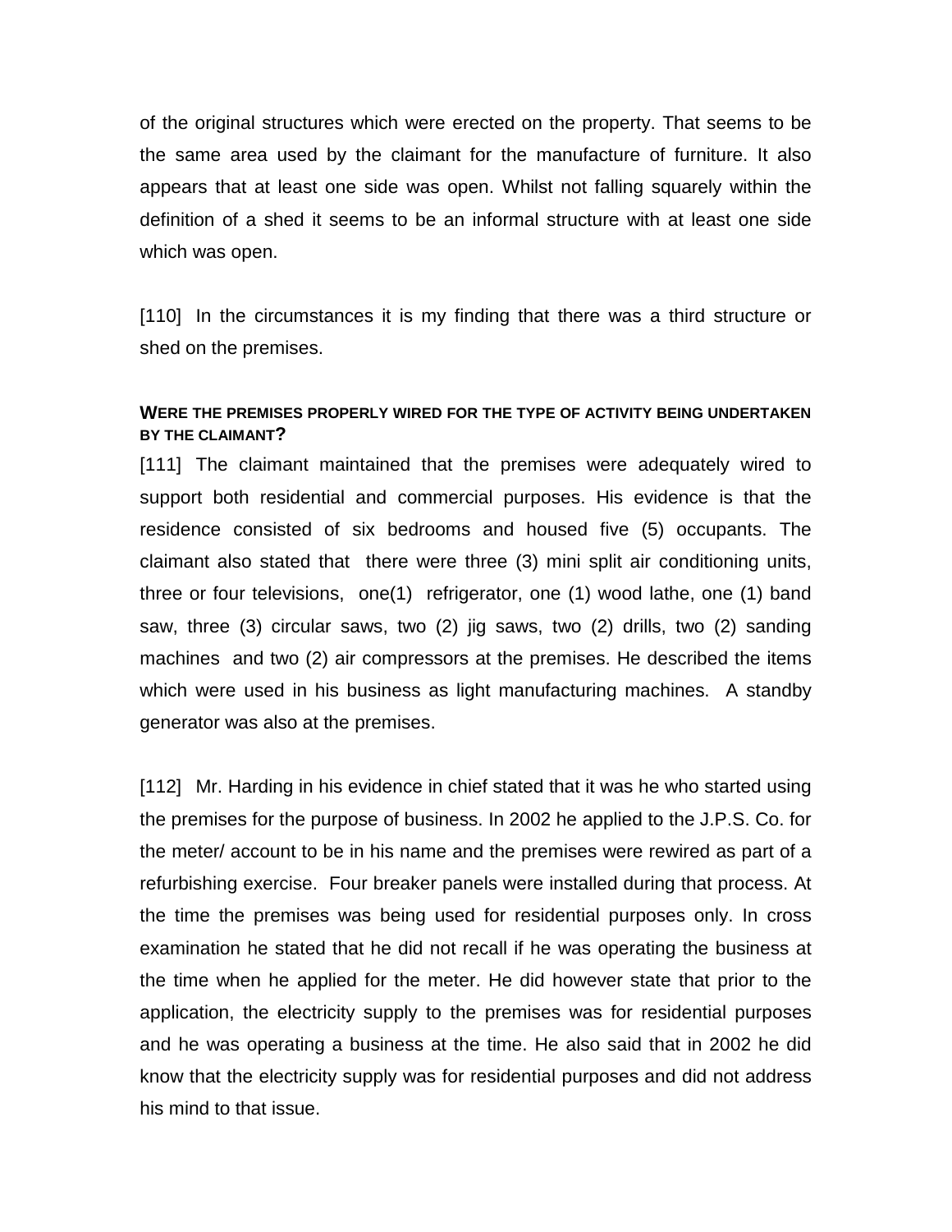of the original structures which were erected on the property. That seems to be the same area used by the claimant for the manufacture of furniture. It also appears that at least one side was open. Whilst not falling squarely within the definition of a shed it seems to be an informal structure with at least one side which was open.

[110] In the circumstances it is my finding that there was a third structure or shed on the premises.

**WERE THE PREMISES PROPERLY WIRED FOR THE TYPE OF ACTIVITY BEING UNDERTAKEN BY THE CLAIMANT?**

[111] The claimant maintained that the premises were adequately wired to support both residential and commercial purposes. His evidence is that the residence consisted of six bedrooms and housed five (5) occupants. The claimant also stated that there were three (3) mini split air conditioning units, three or four televisions, one(1) refrigerator, one (1) wood lathe, one (1) band saw, three (3) circular saws, two (2) jig saws, two (2) drills, two (2) sanding machines and two (2) air compressors at the premises. He described the items which were used in his business as light manufacturing machines. A standby generator was also at the premises.

[112] Mr. Harding in his evidence in chief stated that it was he who started using the premises for the purpose of business. In 2002 he applied to the J.P.S. Co. for the meter/ account to be in his name and the premises were rewired as part of a refurbishing exercise. Four breaker panels were installed during that process. At the time the premises was being used for residential purposes only. In cross examination he stated that he did not recall if he was operating the business at the time when he applied for the meter. He did however state that prior to the application, the electricity supply to the premises was for residential purposes and he was operating a business at the time. He also said that in 2002 he did know that the electricity supply was for residential purposes and did not address his mind to that issue.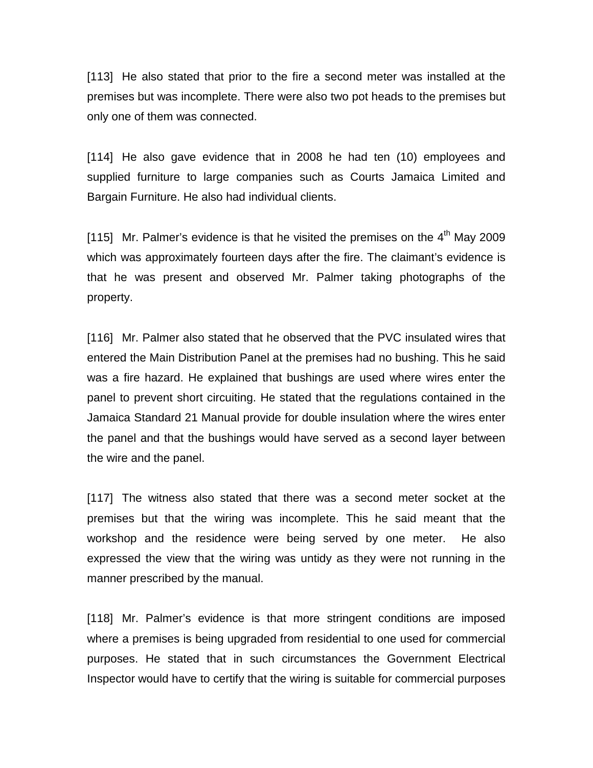[113] He also stated that prior to the fire a second meter was installed at the premises but was incomplete. There were also two pot heads to the premises but only one of them was connected.

[114] He also gave evidence that in 2008 he had ten (10) employees and supplied furniture to large companies such as Courts Jamaica Limited and Bargain Furniture. He also had individual clients.

[115] Mr. Palmer's evidence is that he visited the premises on the 4th May 2009 which was approximately fourteen days after the fire. The claimant's evidence is that he was present and observed Mr. Palmer taking photographs of the property.

[116] Mr. Palmer also stated that he observed that the PVC insulated wires that entered the Main Distribution Panel at the premises had no bushing. This he said was a fire hazard. He explained that bushings are used where wires enter the panel to prevent short circuiting. He stated that the regulations contained in the Jamaica Standard 21 Manual provide for double insulation where the wires enter the panel and that the bushings would have served as a second layer between the wire and the panel.

[117] The witness also stated that there was a second meter socket at the premises but that the wiring was incomplete. This he said meant that the workshop and the residence were being served by one meter. He also expressed the view that the wiring was untidy as they were not running in the manner prescribed by the manual.

[118] Mr. Palmer's evidence is that more stringent conditions are imposed where a premises is being upgraded from residential to one used for commercial purposes. He stated that in such circumstances the Government Electrical Inspector would have to certify that the wiring is suitable for commercial purposes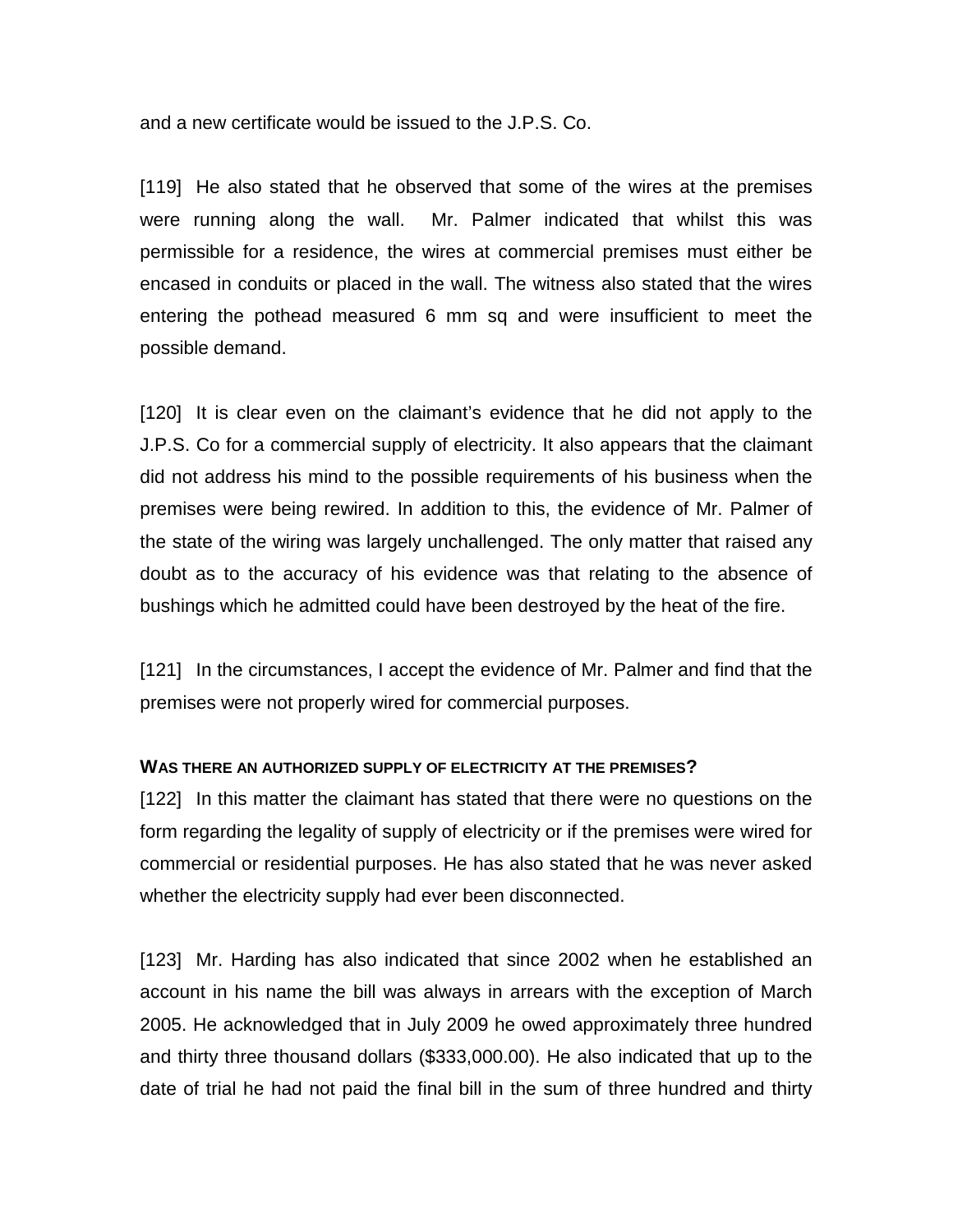and a new certificate would be issued to the J.P.S. Co.

[119] He also stated that he observed that some of the wires at the premises were running along the wall. Mr. Palmer indicated that whilst this was permissible for a residence, the wires at commercial premises must either be encased in conduits or placed in the wall. The witness also stated that the wires entering the pothead measured 6 mm sq and were insufficient to meet the possible demand.

[120] It is clear even on the claimant's evidence that he did not apply to the J.P.S. Co for a commercial supply of electricity. It also appears that the claimant did not address his mind to the possible requirements of his business when the premises were being rewired. In addition to this, the evidence of Mr. Palmer of the state of the wiring was largely unchallenged. The only matter that raised any doubt as to the accuracy of his evidence was that relating to the absence of bushings which he admitted could have been destroyed by the heat of the fire.

[121] In the circumstances, I accept the evidence of Mr. Palmer and find that the premises were not properly wired for commercial purposes.

**WAS THERE AN AUTHORIZED SUPPLY OF ELECTRICITY AT THE PREMISES?**

[122] In this matter the claimant has stated that there were no questions on the form regarding the legality of supply of electricity or if the premises were wired for commercial or residential purposes. He has also stated that he was never asked whether the electricity supply had ever been disconnected.

[123] Mr. Harding has also indicated that since 2002 when he established an account in his name the bill was always in arrears with the exception of March 2005. He acknowledged that in July 2009 he owed approximately three hundred and thirty three thousand dollars ($333,000.00). He also indicated that up to the date of trial he had not paid the final bill in the sum of three hundred and thirty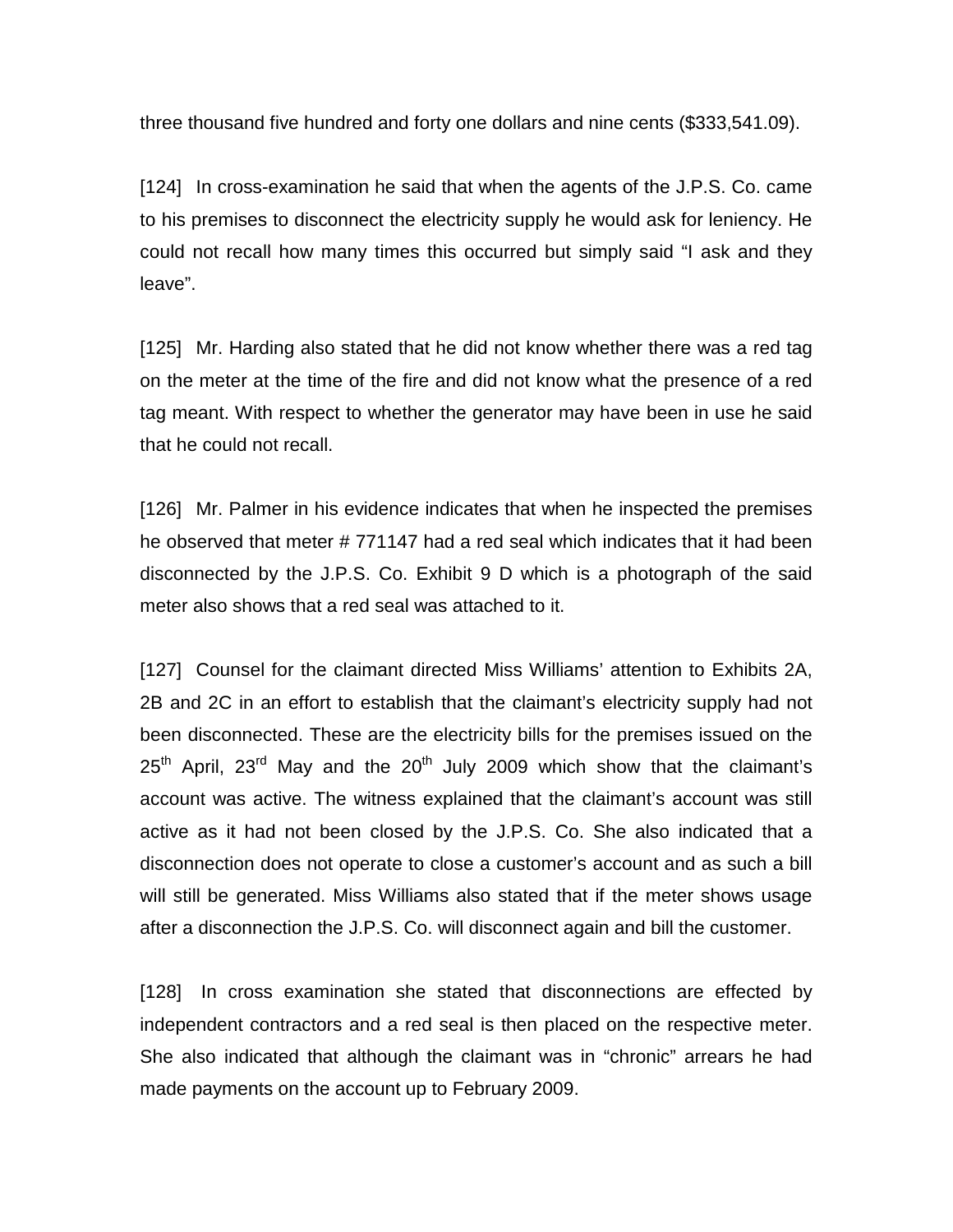three thousand five hundred and forty one dollars and nine cents ($333,541.09).

[124] In cross-examination he said that when the agents of the J.P.S. Co. came to his premises to disconnect the electricity supply he would ask for leniency. He could not recall how many times this occurred but simply said "I ask and they leave".

[125] Mr. Harding also stated that he did not know whether there was a red tag on the meter at the time of the fire and did not know what the presence of a red tag meant. With respect to whether the generator may have been in use he said that he could not recall.

[126] Mr. Palmer in his evidence indicates that when he inspected the premises he observed that meter # 771147 had a red seal which indicates that it had been disconnected by the J.P.S. Co. Exhibit 9 D which is a photograph of the said meter also shows that a red seal was attached to it.

[127] Counsel for the claimant directed Miss Williams' attention to Exhibits 2A, 2B and 2C in an effort to establish that the claimant's electricity supply had not been disconnected. These are the electricity bills for the premises issued on the 25th April, 23rd May and the 20th July 2009 which show that the claimant's account was active. The witness explained that the claimant's account was still active as it had not been closed by the J.P.S. Co. She also indicated that a disconnection does not operate to close a customer's account and as such a bill will still be generated. Miss Williams also stated that if the meter shows usage after a disconnection the J.P.S. Co. will disconnect again and bill the customer.

[128] In cross examination she stated that disconnections are effected by independent contractors and a red seal is then placed on the respective meter. She also indicated that although the claimant was in "chronic" arrears he had made payments on the account up to February 2009.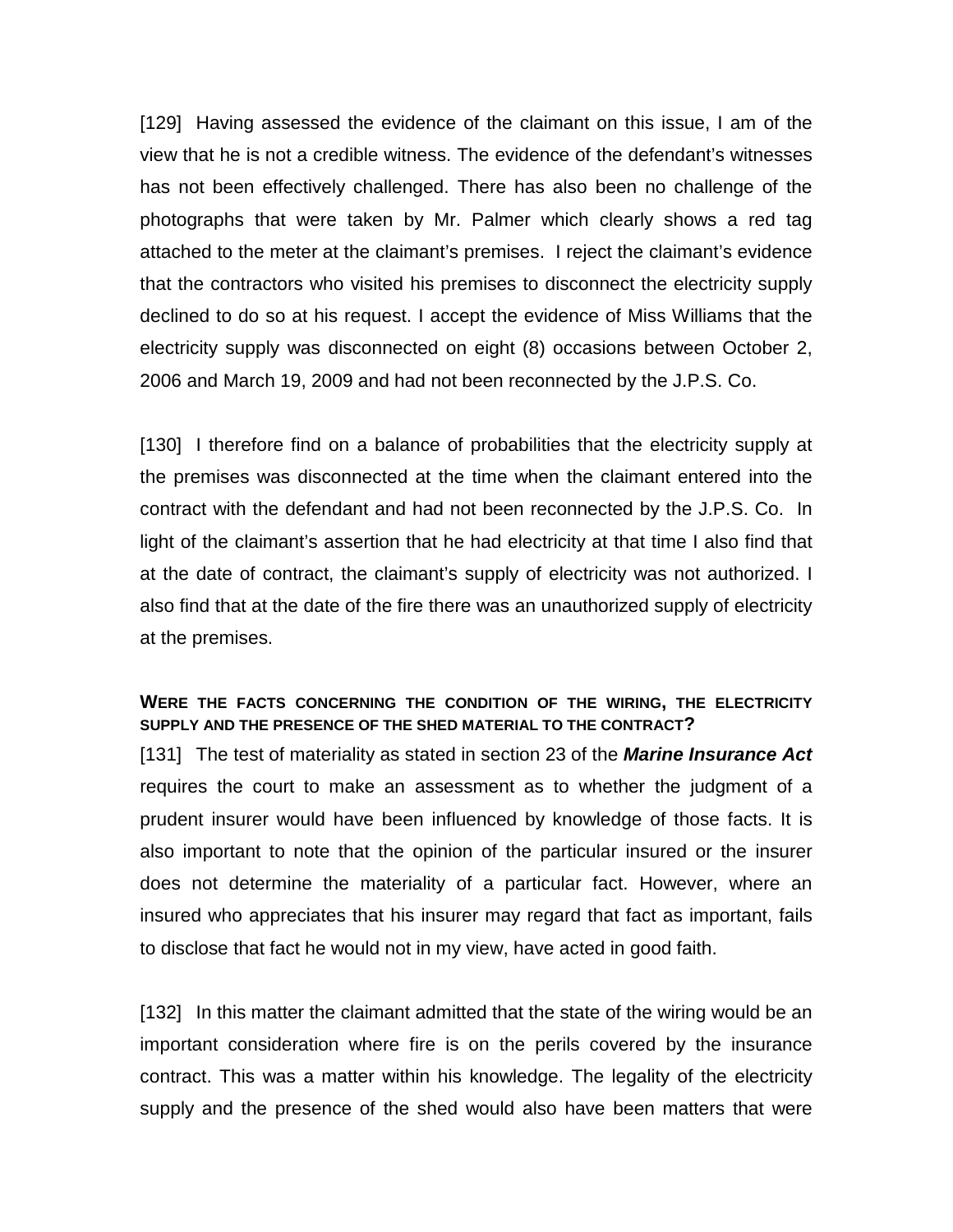[129] Having assessed the evidence of the claimant on this issue, I am of the view that he is not a credible witness. The evidence of the defendant's witnesses has not been effectively challenged. There has also been no challenge of the photographs that were taken by Mr. Palmer which clearly shows a red tag attached to the meter at the claimant's premises. I reject the claimant's evidence that the contractors who visited his premises to disconnect the electricity supply declined to do so at his request. I accept the evidence of Miss Williams that the electricity supply was disconnected on eight (8) occasions between October 2, 2006 and March 19, 2009 and had not been reconnected by the J.P.S. Co.

[130] I therefore find on a balance of probabilities that the electricity supply at the premises was disconnected at the time when the claimant entered into the contract with the defendant and had not been reconnected by the J.P.S. Co. In light of the claimant's assertion that he had electricity at that time I also find that at the date of contract, the claimant's supply of electricity was not authorized. I also find that at the date of the fire there was an unauthorized supply of electricity at the premises.

**WERE THE FACTS CONCERNING THE CONDITION OF THE WIRING, THE ELECTRICITY SUPPLY AND THE PRESENCE OF THE SHED MATERIAL TO THE CONTRACT?**

[131] The test of materiality as stated in section 23 of the ***Marine Insurance Act*** requires the court to make an assessment as to whether the judgment of a prudent insurer would have been influenced by knowledge of those facts. It is also important to note that the opinion of the particular insured or the insurer does not determine the materiality of a particular fact. However, where an insured who appreciates that his insurer may regard that fact as important, fails to disclose that fact he would not in my view, have acted in good faith.

[132] In this matter the claimant admitted that the state of the wiring would be an important consideration where fire is on the perils covered by the insurance contract. This was a matter within his knowledge. The legality of the electricity supply and the presence of the shed would also have been matters that were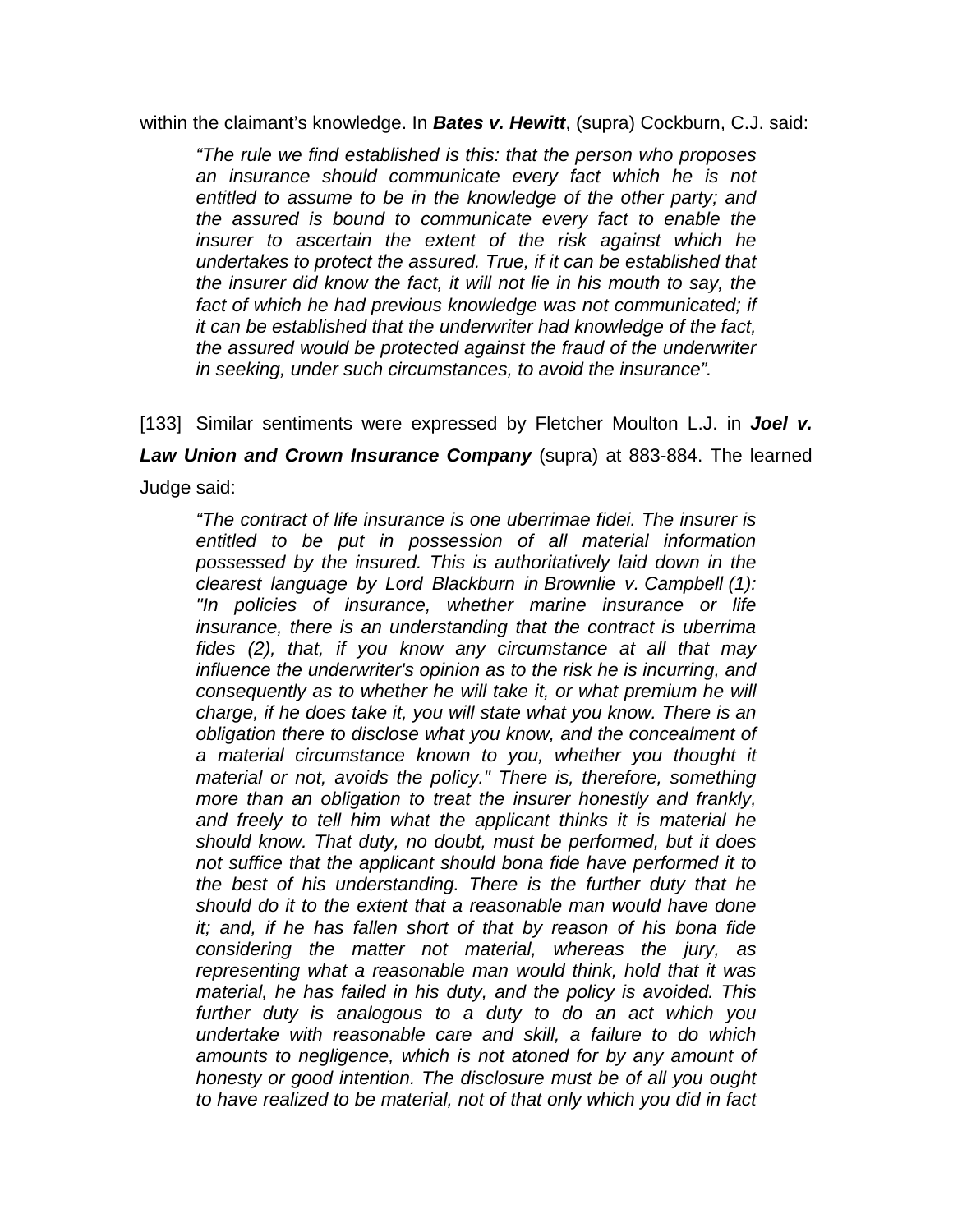within the claimant's knowledge. In ***Bates v. Hewitt***, (supra) Cockburn, C.J. said:

> *"The rule we find established is this: that the person who proposes an insurance should communicate every fact which he is not entitled to assume to be in the knowledge of the other party; and the assured is bound to communicate every fact to enable the insurer to ascertain the extent of the risk against which he undertakes to protect the assured. True, if it can be established that the insurer did know the fact, it will not lie in his mouth to say, the fact of which he had previous knowledge was not communicated; if it can be established that the underwriter had knowledge of the fact, the assured would be protected against the fraud of the underwriter in seeking, under such circumstances, to avoid the insurance".*

[133] Similar sentiments were expressed by Fletcher Moulton L.J. in ***Joel v. Law Union and Crown Insurance Company*** (supra) at 883-884. The learned Judge said:

> *"The contract of life insurance is one uberrimae fidei. The insurer is entitled to be put in possession of all material information possessed by the insured. This is authoritatively laid down in the clearest language by Lord Blackburn in Brownlie v. Campbell (1): "In policies of insurance, whether marine insurance or life insurance, there is an understanding that the contract is uberrima fides (2), that, if you know any circumstance at all that may influence the underwriter's opinion as to the risk he is incurring, and consequently as to whether he will take it, or what premium he will charge, if he does take it, you will state what you know. There is an obligation there to disclose what you know, and the concealment of a material circumstance known to you, whether you thought it material or not, avoids the policy." There is, therefore, something more than an obligation to treat the insurer honestly and frankly, and freely to tell him what the applicant thinks it is material he should know. That duty, no doubt, must be performed, but it does not suffice that the applicant should bona fide have performed it to the best of his understanding. There is the further duty that he should do it to the extent that a reasonable man would have done it; and, if he has fallen short of that by reason of his bona fide considering the matter not material, whereas the jury, as representing what a reasonable man would think, hold that it was material, he has failed in his duty, and the policy is avoided. This further duty is analogous to a duty to do an act which you undertake with reasonable care and skill, a failure to do which amounts to negligence, which is not atoned for by any amount of honesty or good intention. The disclosure must be of all you ought to have realized to be material, not of that only which you did in fact*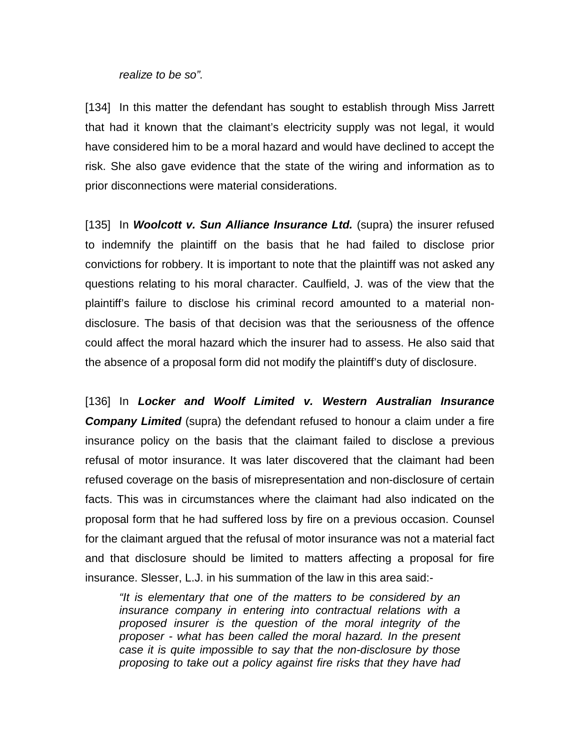*realize to be so".*

[134] In this matter the defendant has sought to establish through Miss Jarrett that had it known that the claimant's electricity supply was not legal, it would have considered him to be a moral hazard and would have declined to accept the risk. She also gave evidence that the state of the wiring and information as to prior disconnections were material considerations.

[135] In ***Woolcott v. Sun Alliance Insurance Ltd.*** (supra) the insurer refused to indemnify the plaintiff on the basis that he had failed to disclose prior convictions for robbery. It is important to note that the plaintiff was not asked any questions relating to his moral character. Caulfield, J. was of the view that the plaintiff's failure to disclose his criminal record amounted to a material non-disclosure. The basis of that decision was that the seriousness of the offence could affect the moral hazard which the insurer had to assess. He also said that the absence of a proposal form did not modify the plaintiff's duty of disclosure.

[136] In ***Locker and Woolf Limited v. Western Australian Insurance Company Limited*** (supra) the defendant refused to honour a claim under a fire insurance policy on the basis that the claimant failed to disclose a previous refusal of motor insurance. It was later discovered that the claimant had been refused coverage on the basis of misrepresentation and non-disclosure of certain facts. This was in circumstances where the claimant had also indicated on the proposal form that he had suffered loss by fire on a previous occasion. Counsel for the claimant argued that the refusal of motor insurance was not a material fact and that disclosure should be limited to matters affecting a proposal for fire insurance. Slesser, L.J. in his summation of the law in this area said:-

> *"It is elementary that one of the matters to be considered by an insurance company in entering into contractual relations with a proposed insurer is the question of the moral integrity of the proposer - what has been called the moral hazard. In the present case it is quite impossible to say that the non-disclosure by those proposing to take out a policy against fire risks that they have had*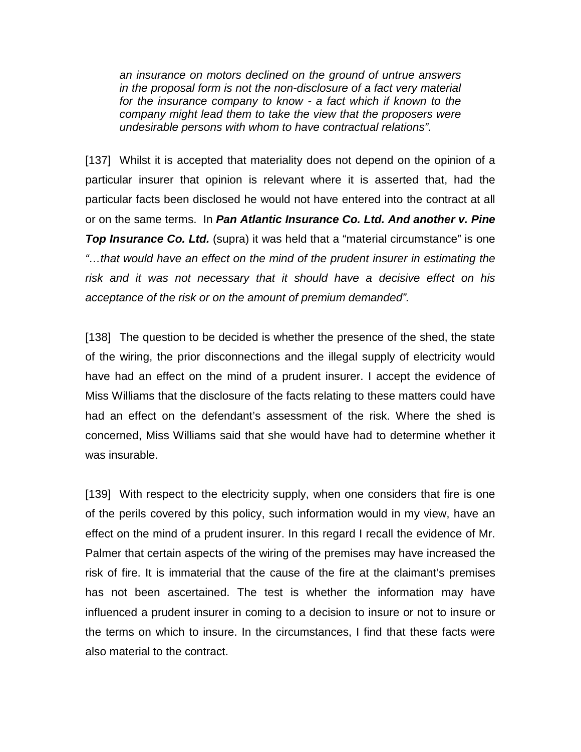> *an insurance on motors declined on the ground of untrue answers in the proposal form is not the non-disclosure of a fact very material for the insurance company to know - a fact which if known to the company might lead them to take the view that the proposers were undesirable persons with whom to have contractual relations".*

[137] Whilst it is accepted that materiality does not depend on the opinion of a particular insurer that opinion is relevant where it is asserted that, had the particular facts been disclosed he would not have entered into the contract at all or on the same terms. In ***Pan Atlantic Insurance Co. Ltd. And another v. Pine Top Insurance Co. Ltd.*** (supra) it was held that a "material circumstance" is one *"…that would have an effect on the mind of the prudent insurer in estimating the risk and it was not necessary that it should have a decisive effect on his acceptance of the risk or on the amount of premium demanded".*

[138] The question to be decided is whether the presence of the shed, the state of the wiring, the prior disconnections and the illegal supply of electricity would have had an effect on the mind of a prudent insurer. I accept the evidence of Miss Williams that the disclosure of the facts relating to these matters could have had an effect on the defendant's assessment of the risk. Where the shed is concerned, Miss Williams said that she would have had to determine whether it was insurable.

[139] With respect to the electricity supply, when one considers that fire is one of the perils covered by this policy, such information would in my view, have an effect on the mind of a prudent insurer. In this regard I recall the evidence of Mr. Palmer that certain aspects of the wiring of the premises may have increased the risk of fire. It is immaterial that the cause of the fire at the claimant's premises has not been ascertained. The test is whether the information may have influenced a prudent insurer in coming to a decision to insure or not to insure or the terms on which to insure. In the circumstances, I find that these facts were also material to the contract.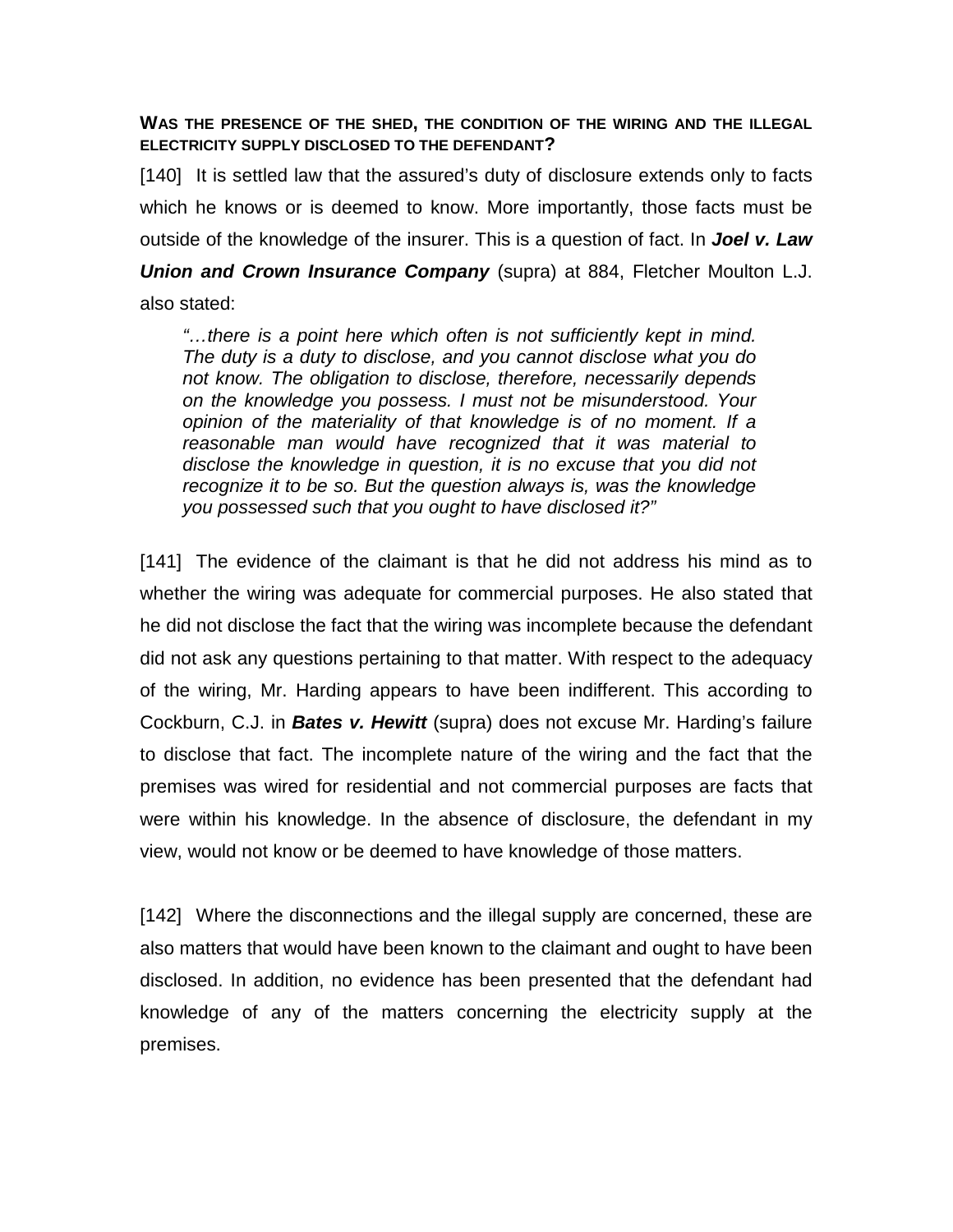**WAS THE PRESENCE OF THE SHED, THE CONDITION OF THE WIRING AND THE ILLEGAL ELECTRICITY SUPPLY DISCLOSED TO THE DEFENDANT?**

[140] It is settled law that the assured's duty of disclosure extends only to facts which he knows or is deemed to know. More importantly, those facts must be outside of the knowledge of the insurer. This is a question of fact. In ***Joel v. Law Union and Crown Insurance Company*** (supra) at 884, Fletcher Moulton L.J. also stated:

> *"…there is a point here which often is not sufficiently kept in mind. The duty is a duty to disclose, and you cannot disclose what you do not know. The obligation to disclose, therefore, necessarily depends on the knowledge you possess. I must not be misunderstood. Your opinion of the materiality of that knowledge is of no moment. If a reasonable man would have recognized that it was material to disclose the knowledge in question, it is no excuse that you did not recognize it to be so. But the question always is, was the knowledge you possessed such that you ought to have disclosed it?"*

[141] The evidence of the claimant is that he did not address his mind as to whether the wiring was adequate for commercial purposes. He also stated that he did not disclose the fact that the wiring was incomplete because the defendant did not ask any questions pertaining to that matter. With respect to the adequacy of the wiring, Mr. Harding appears to have been indifferent. This according to Cockburn, C.J. in ***Bates v. Hewitt*** (supra) does not excuse Mr. Harding's failure to disclose that fact. The incomplete nature of the wiring and the fact that the premises was wired for residential and not commercial purposes are facts that were within his knowledge. In the absence of disclosure, the defendant in my view, would not know or be deemed to have knowledge of those matters.

[142] Where the disconnections and the illegal supply are concerned, these are also matters that would have been known to the claimant and ought to have been disclosed. In addition, no evidence has been presented that the defendant had knowledge of any of the matters concerning the electricity supply at the premises.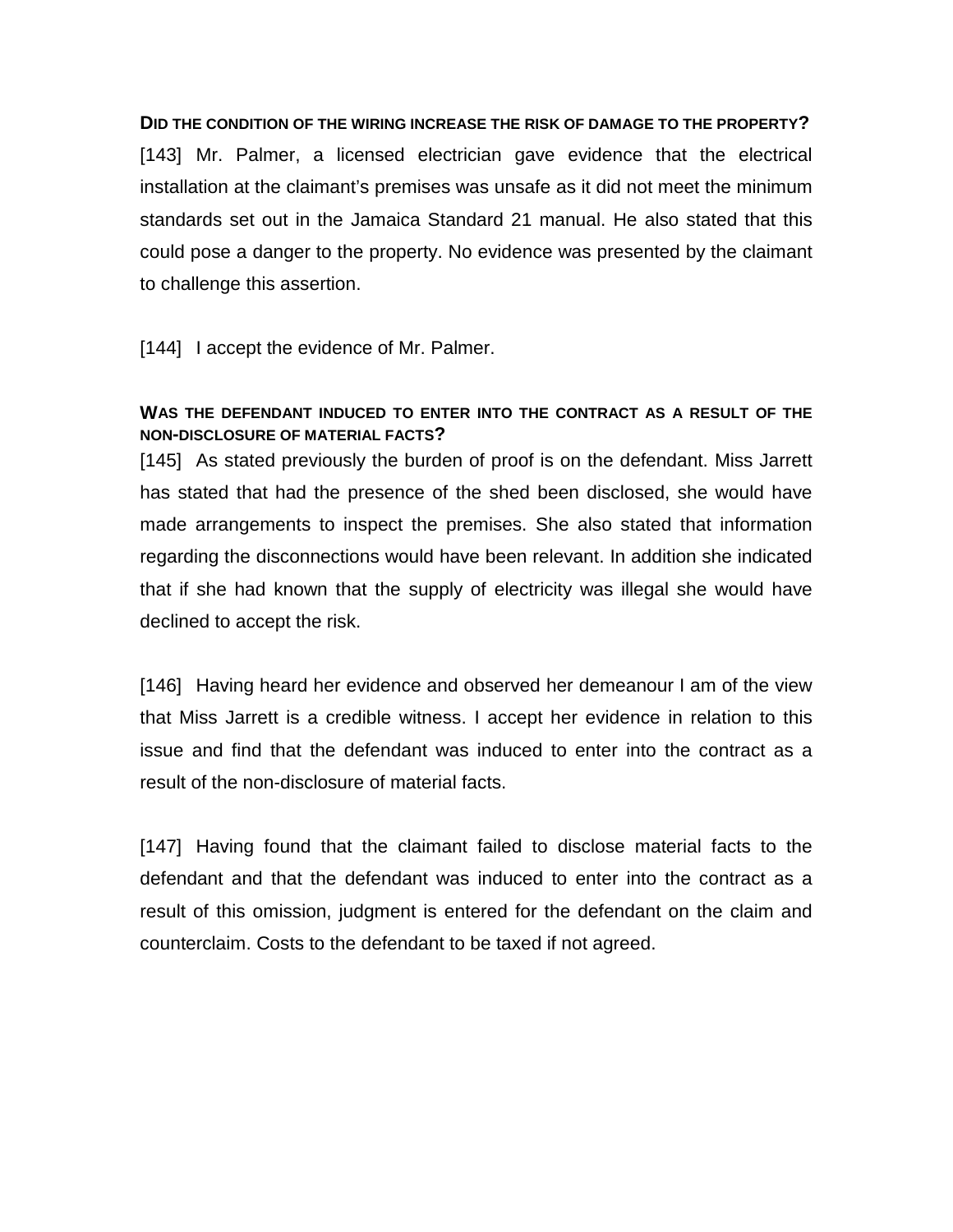**DID THE CONDITION OF THE WIRING INCREASE THE RISK OF DAMAGE TO THE PROPERTY?**

[143] Mr. Palmer, a licensed electrician gave evidence that the electrical installation at the claimant's premises was unsafe as it did not meet the minimum standards set out in the Jamaica Standard 21 manual. He also stated that this could pose a danger to the property. No evidence was presented by the claimant to challenge this assertion.

[144] I accept the evidence of Mr. Palmer.

**WAS THE DEFENDANT INDUCED TO ENTER INTO THE CONTRACT AS A RESULT OF THE NON-DISCLOSURE OF MATERIAL FACTS?**

[145] As stated previously the burden of proof is on the defendant. Miss Jarrett has stated that had the presence of the shed been disclosed, she would have made arrangements to inspect the premises. She also stated that information regarding the disconnections would have been relevant. In addition she indicated that if she had known that the supply of electricity was illegal she would have declined to accept the risk.

[146] Having heard her evidence and observed her demeanour I am of the view that Miss Jarrett is a credible witness. I accept her evidence in relation to this issue and find that the defendant was induced to enter into the contract as a result of the non-disclosure of material facts.

[147] Having found that the claimant failed to disclose material facts to the defendant and that the defendant was induced to enter into the contract as a result of this omission, judgment is entered for the defendant on the claim and counterclaim. Costs to the defendant to be taxed if not agreed.